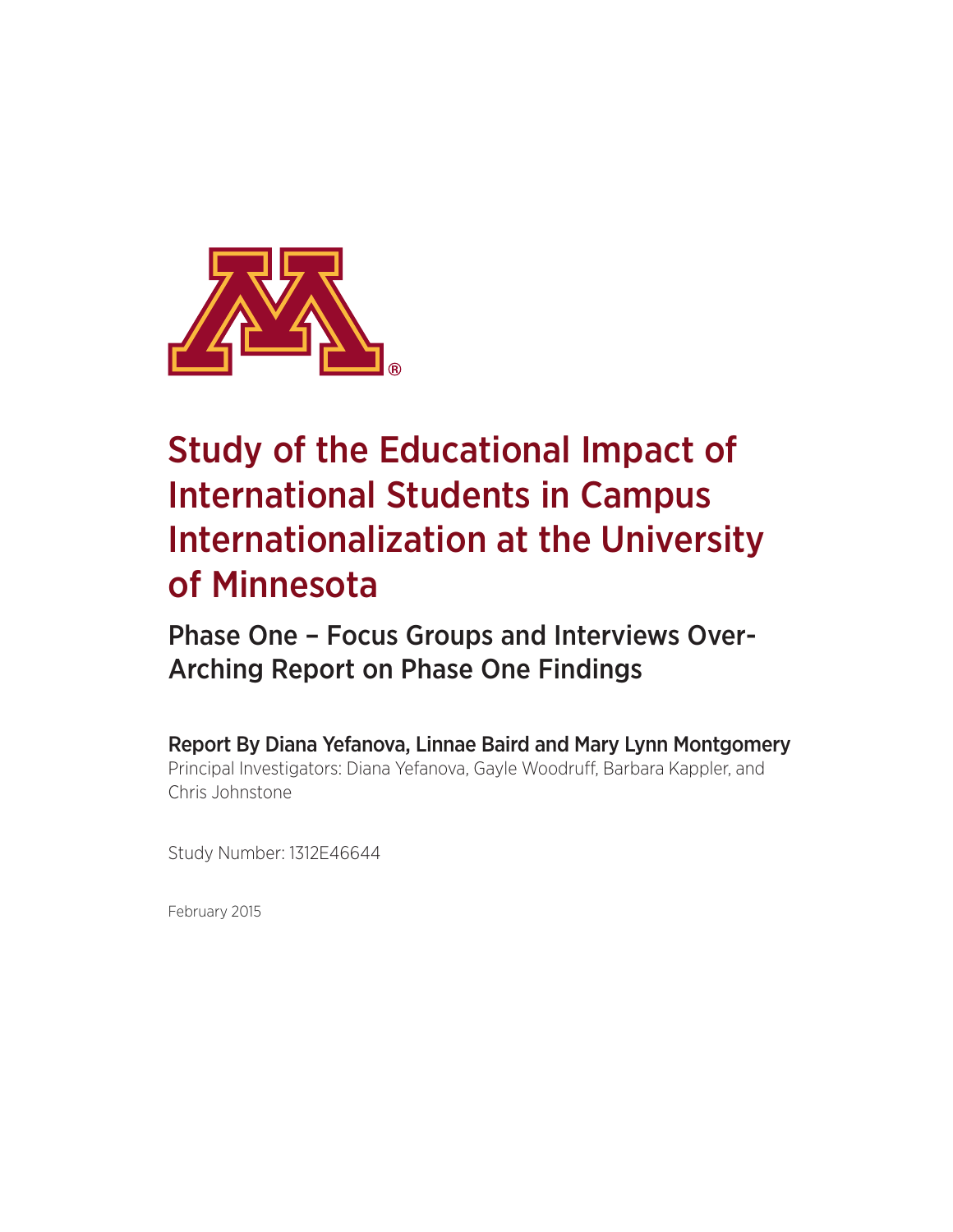# Study of the Educational Impact of International Students in Campus Internationalization at the University of Minnesota

## Phase One – Focus Groups and Interviews Over-Arching Report on Phase One Findings

**Report By Diana Yefanova, Linnae Baird and Mary Lynn Montgomery**

Principal Investigators: Diana Yefanova, Gayle Woodruff, Barbara Kappler, and Chris Johnstone

Study Number: 1312E46644

February 2015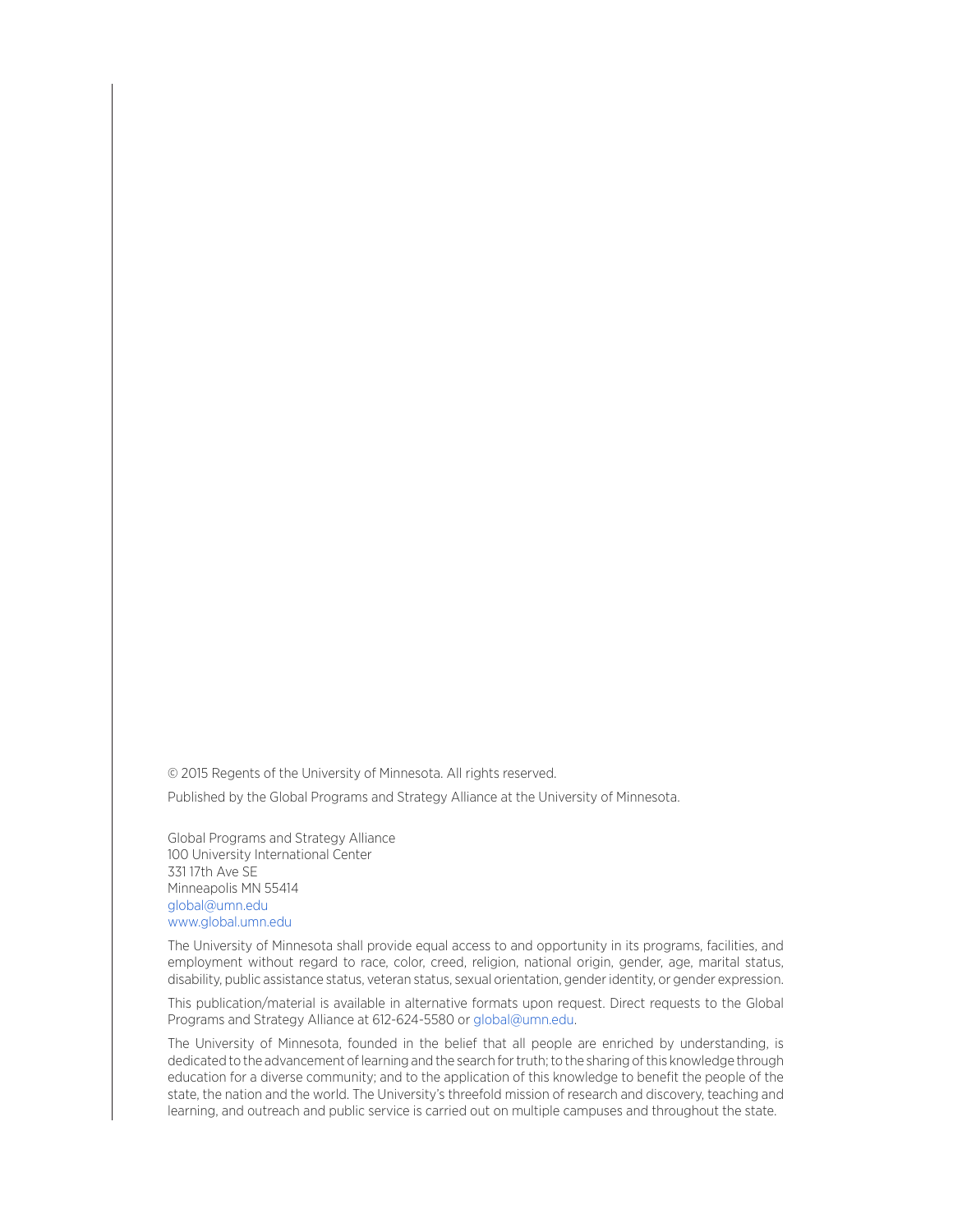© 2015 Regents of the University of Minnesota. All rights reserved.

Published by the Global Programs and Strategy Alliance at the University of Minnesota.

Global Programs and Strategy Alliance  
100 University International Center  
331 17th Ave SE  
Minneapolis MN 55414  
global@umn.edu  
www.global.umn.edu

The University of Minnesota shall provide equal access to and opportunity in its programs, facilities, and employment without regard to race, color, creed, religion, national origin, gender, age, marital status, disability, public assistance status, veteran status, sexual orientation, gender identity, or gender expression.

This publication/material is available in alternative formats upon request. Direct requests to the Global Programs and Strategy Alliance at 612-624-5580 or global@umn.edu.

The University of Minnesota, founded in the belief that all people are enriched by understanding, is dedicated to the advancement of learning and the search for truth; to the sharing of this knowledge through education for a diverse community; and to the application of this knowledge to benefit the people of the state, the nation and the world. The University's threefold mission of research and discovery, teaching and learning, and outreach and public service is carried out on multiple campuses and throughout the state.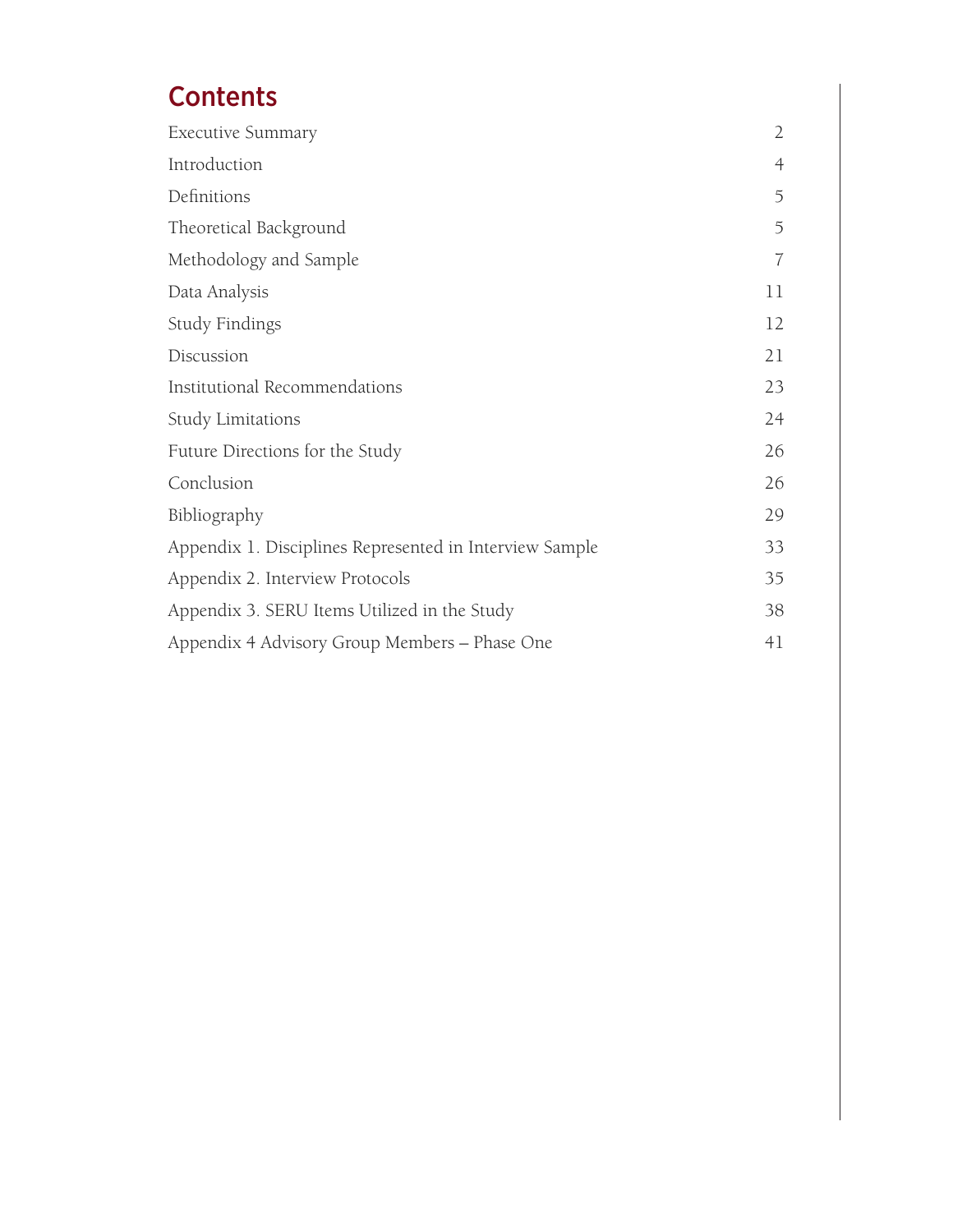# Contents

| | |
|---|---|
| Executive Summary | 2 |
| Introduction | 4 |
| Definitions | 5 |
| Theoretical Background | 5 |
| Methodology and Sample | 7 |
| Data Analysis | 11 |
| Study Findings | 12 |
| Discussion | 21 |
| Institutional Recommendations | 23 |
| Study Limitations | 24 |
| Future Directions for the Study | 26 |
| Conclusion | 26 |
| Bibliography | 29 |
| Appendix 1. Disciplines Represented in Interview Sample | 33 |
| Appendix 2. Interview Protocols | 35 |
| Appendix 3. SERU Items Utilized in the Study | 38 |
| Appendix 4 Advisory Group Members – Phase One | 41 |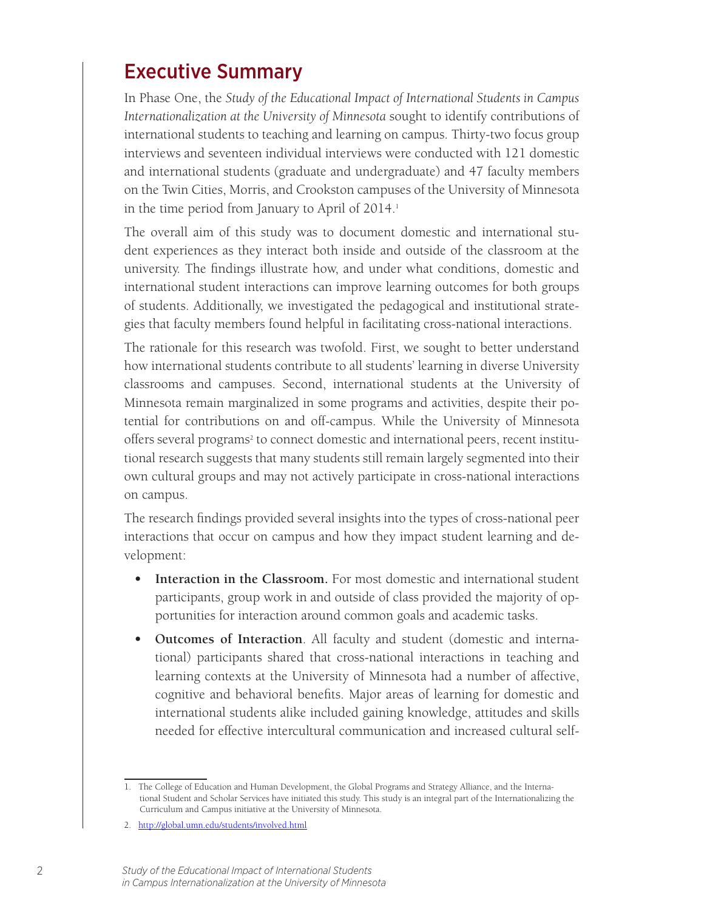# Executive Summary

In Phase One, the *Study of the Educational Impact of International Students in Campus Internationalization at the University of Minnesota* sought to identify contributions of international students to teaching and learning on campus. Thirty-two focus group interviews and seventeen individual interviews were conducted with 121 domestic and international students (graduate and undergraduate) and 47 faculty members on the Twin Cities, Morris, and Crookston campuses of the University of Minnesota in the time period from January to April of 2014.[1]

The overall aim of this study was to document domestic and international student experiences as they interact both inside and outside of the classroom at the university. The findings illustrate how, and under what conditions, domestic and international student interactions can improve learning outcomes for both groups of students. Additionally, we investigated the pedagogical and institutional strategies that faculty members found helpful in facilitating cross-national interactions.

The rationale for this research was twofold. First, we sought to better understand how international students contribute to all students' learning in diverse University classrooms and campuses. Second, international students at the University of Minnesota remain marginalized in some programs and activities, despite their potential for contributions on and off-campus. While the University of Minnesota offers several programs[2] to connect domestic and international peers, recent institutional research suggests that many students still remain largely segmented into their own cultural groups and may not actively participate in cross-national interactions on campus.

The research findings provided several insights into the types of cross-national peer interactions that occur on campus and how they impact student learning and development:

- **Interaction in the Classroom.** For most domestic and international student participants, group work in and outside of class provided the majority of opportunities for interaction around common goals and academic tasks.
- **Outcomes of Interaction**. All faculty and student (domestic and international) participants shared that cross-national interactions in teaching and learning contexts at the University of Minnesota had a number of affective, cognitive and behavioral benefits. Major areas of learning for domestic and international students alike included gaining knowledge, attitudes and skills needed for effective intercultural communication and increased cultural self-

1. The College of Education and Human Development, the Global Programs and Strategy Alliance, and the International Student and Scholar Services have initiated this study. This study is an integral part of the Internationalizing the Curriculum and Campus initiative at the University of Minnesota.

2. http://global.umn.edu/students/involved.html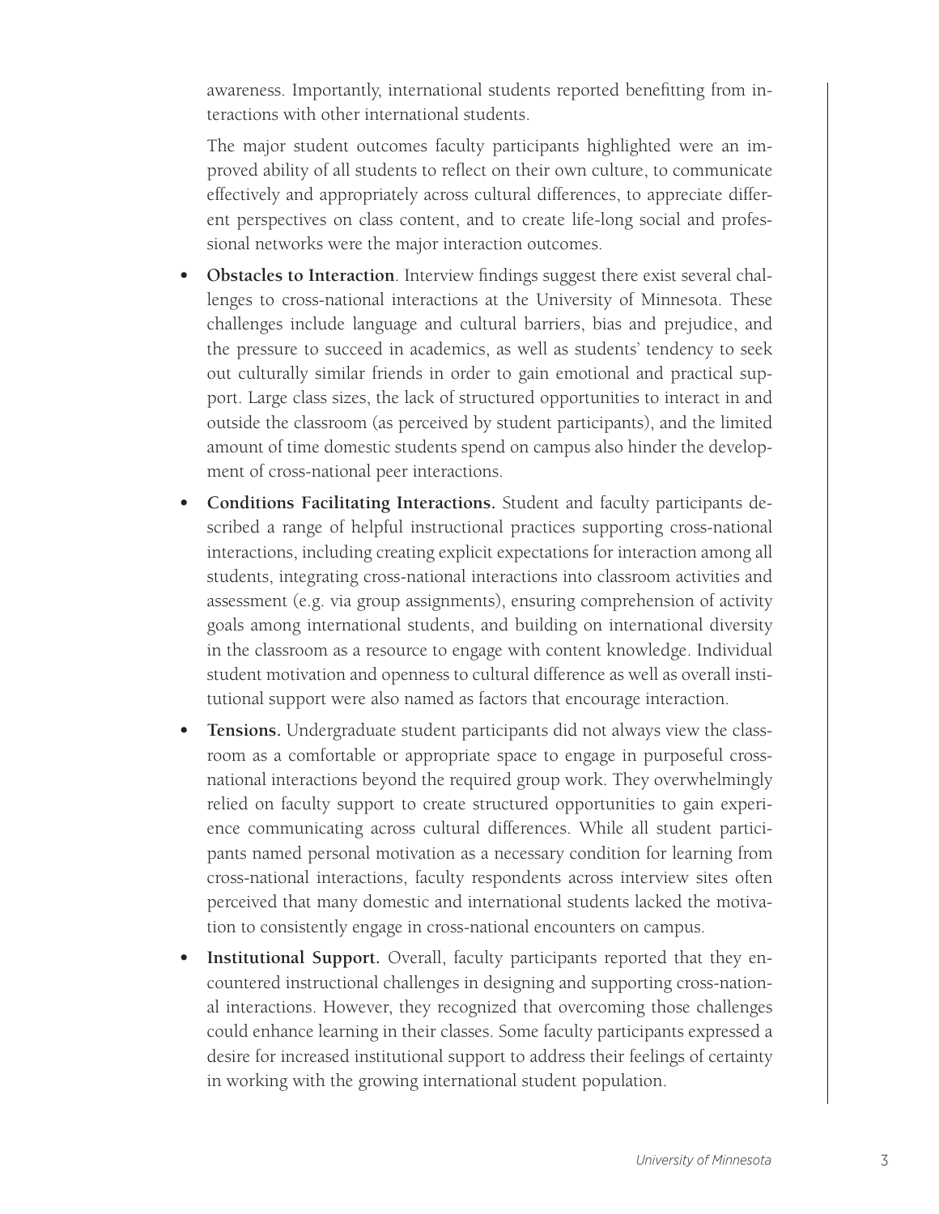awareness. Importantly, international students reported benefitting from interactions with other international students.

The major student outcomes faculty participants highlighted were an improved ability of all students to reflect on their own culture, to communicate effectively and appropriately across cultural differences, to appreciate different perspectives on class content, and to create life-long social and professional networks were the major interaction outcomes.

- **Obstacles to Interaction**. Interview findings suggest there exist several challenges to cross-national interactions at the University of Minnesota. These challenges include language and cultural barriers, bias and prejudice, and the pressure to succeed in academics, as well as students' tendency to seek out culturally similar friends in order to gain emotional and practical support. Large class sizes, the lack of structured opportunities to interact in and outside the classroom (as perceived by student participants), and the limited amount of time domestic students spend on campus also hinder the development of cross-national peer interactions.
- **Conditions Facilitating Interactions.** Student and faculty participants described a range of helpful instructional practices supporting cross-national interactions, including creating explicit expectations for interaction among all students, integrating cross-national interactions into classroom activities and assessment (e.g. via group assignments), ensuring comprehension of activity goals among international students, and building on international diversity in the classroom as a resource to engage with content knowledge. Individual student motivation and openness to cultural difference as well as overall institutional support were also named as factors that encourage interaction.
- **Tensions.** Undergraduate student participants did not always view the classroom as a comfortable or appropriate space to engage in purposeful cross-national interactions beyond the required group work. They overwhelmingly relied on faculty support to create structured opportunities to gain experience communicating across cultural differences. While all student participants named personal motivation as a necessary condition for learning from cross-national interactions, faculty respondents across interview sites often perceived that many domestic and international students lacked the motivation to consistently engage in cross-national encounters on campus.
- **Institutional Support.** Overall, faculty participants reported that they encountered instructional challenges in designing and supporting cross-national interactions. However, they recognized that overcoming those challenges could enhance learning in their classes. Some faculty participants expressed a desire for increased institutional support to address their feelings of certainty in working with the growing international student population.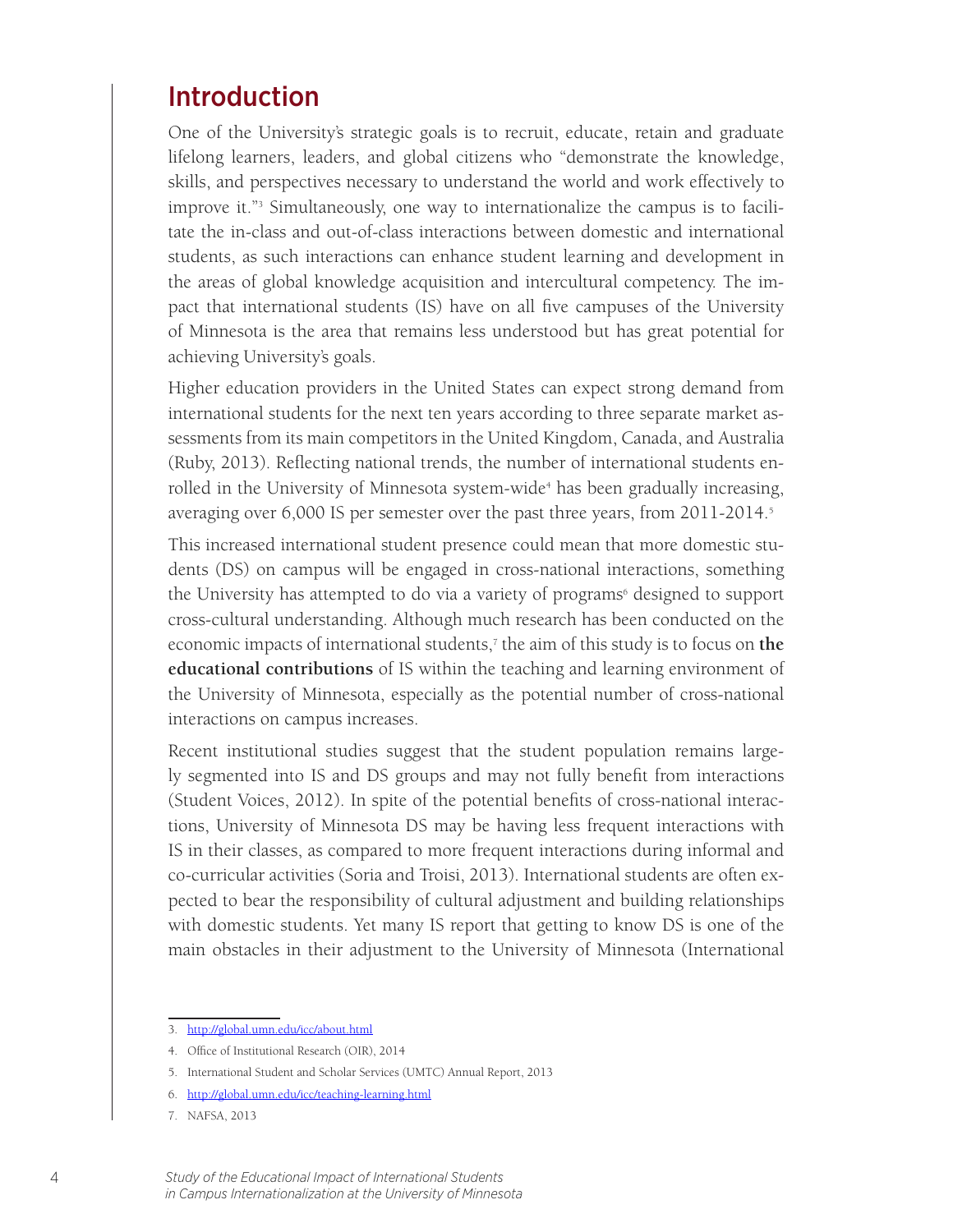# Introduction

One of the University's strategic goals is to recruit, educate, retain and graduate lifelong learners, leaders, and global citizens who "demonstrate the knowledge, skills, and perspectives necessary to understand the world and work effectively to improve it."[3] Simultaneously, one way to internationalize the campus is to facilitate the in-class and out-of-class interactions between domestic and international students, as such interactions can enhance student learning and development in the areas of global knowledge acquisition and intercultural competency. The impact that international students (IS) have on all five campuses of the University of Minnesota is the area that remains less understood but has great potential for achieving University's goals.

Higher education providers in the United States can expect strong demand from international students for the next ten years according to three separate market assessments from its main competitors in the United Kingdom, Canada, and Australia (Ruby, 2013). Reflecting national trends, the number of international students enrolled in the University of Minnesota system-wide[4] has been gradually increasing, averaging over 6,000 IS per semester over the past three years, from 2011-2014.[5]

This increased international student presence could mean that more domestic students (DS) on campus will be engaged in cross-national interactions, something the University has attempted to do via a variety of programs[6] designed to support cross-cultural understanding. Although much research has been conducted on the economic impacts of international students,[7] the aim of this study is to focus on **the educational contributions** of IS within the teaching and learning environment of the University of Minnesota, especially as the potential number of cross-national interactions on campus increases.

Recent institutional studies suggest that the student population remains largely segmented into IS and DS groups and may not fully benefit from interactions (Student Voices, 2012). In spite of the potential benefits of cross-national interactions, University of Minnesota DS may be having less frequent interactions with IS in their classes, as compared to more frequent interactions during informal and co-curricular activities (Soria and Troisi, 2013). International students are often expected to bear the responsibility of cultural adjustment and building relationships with domestic students. Yet many IS report that getting to know DS is one of the main obstacles in their adjustment to the University of Minnesota (International

3. http://global.umn.edu/icc/about.html
4. Office of Institutional Research (OIR), 2014
5. International Student and Scholar Services (UMTC) Annual Report, 2013
6. http://global.umn.edu/icc/teaching-learning.html
7. NAFSA, 2013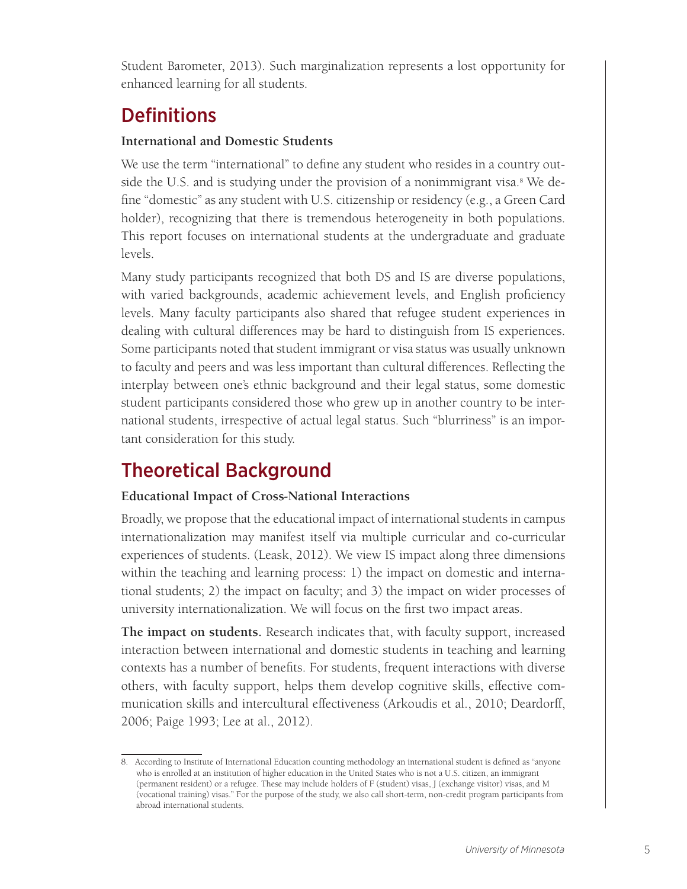Student Barometer, 2013). Such marginalization represents a lost opportunity for enhanced learning for all students.

## Definitions

### International and Domestic Students

We use the term "international" to define any student who resides in a country outside the U.S. and is studying under the provision of a nonimmigrant visa.[8] We define "domestic" as any student with U.S. citizenship or residency (e.g., a Green Card holder), recognizing that there is tremendous heterogeneity in both populations. This report focuses on international students at the undergraduate and graduate levels.

Many study participants recognized that both DS and IS are diverse populations, with varied backgrounds, academic achievement levels, and English proficiency levels. Many faculty participants also shared that refugee student experiences in dealing with cultural differences may be hard to distinguish from IS experiences. Some participants noted that student immigrant or visa status was usually unknown to faculty and peers and was less important than cultural differences. Reflecting the interplay between one's ethnic background and their legal status, some domestic student participants considered those who grew up in another country to be international students, irrespective of actual legal status. Such "blurriness" is an important consideration for this study.

## Theoretical Background

### Educational Impact of Cross-National Interactions

Broadly, we propose that the educational impact of international students in campus internationalization may manifest itself via multiple curricular and co-curricular experiences of students. (Leask, 2012). We view IS impact along three dimensions within the teaching and learning process: 1) the impact on domestic and international students; 2) the impact on faculty; and 3) the impact on wider processes of university internationalization. We will focus on the first two impact areas.

**The impact on students.** Research indicates that, with faculty support, increased interaction between international and domestic students in teaching and learning contexts has a number of benefits. For students, frequent interactions with diverse others, with faculty support, helps them develop cognitive skills, effective communication skills and intercultural effectiveness (Arkoudis et al., 2010; Deardorff, 2006; Paige 1993; Lee at al., 2012).

---

8. According to Institute of International Education counting methodology an international student is defined as "anyone who is enrolled at an institution of higher education in the United States who is not a U.S. citizen, an immigrant (permanent resident) or a refugee. These may include holders of F (student) visas, J (exchange visitor) visas, and M (vocational training) visas." For the purpose of the study, we also call short-term, non-credit program participants from abroad international students.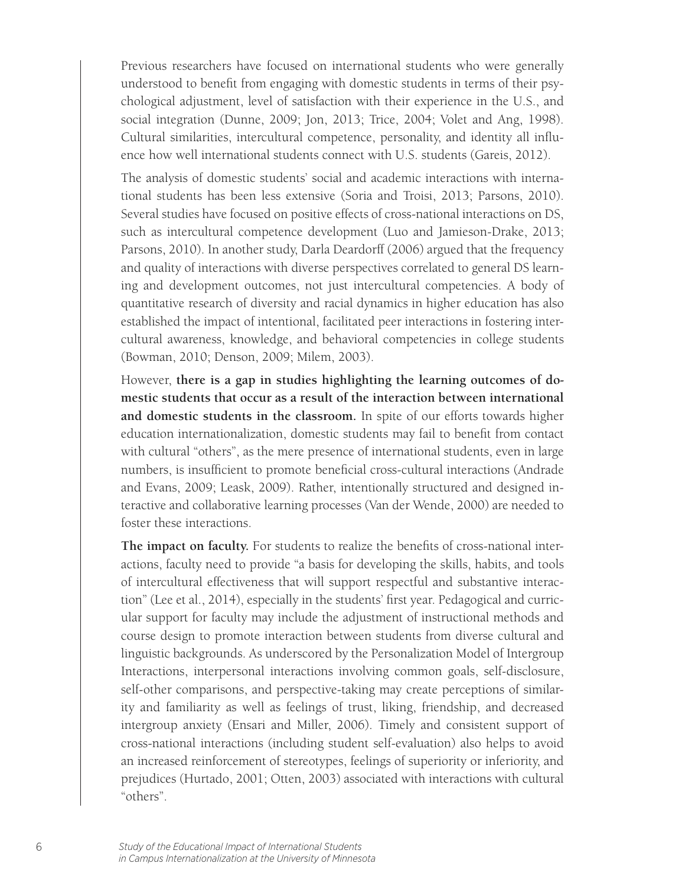Previous researchers have focused on international students who were generally understood to benefit from engaging with domestic students in terms of their psychological adjustment, level of satisfaction with their experience in the U.S., and social integration (Dunne, 2009; Jon, 2013; Trice, 2004; Volet and Ang, 1998). Cultural similarities, intercultural competence, personality, and identity all influence how well international students connect with U.S. students (Gareis, 2012).

The analysis of domestic students' social and academic interactions with international students has been less extensive (Soria and Troisi, 2013; Parsons, 2010). Several studies have focused on positive effects of cross-national interactions on DS, such as intercultural competence development (Luo and Jamieson-Drake, 2013; Parsons, 2010). In another study, Darla Deardorff (2006) argued that the frequency and quality of interactions with diverse perspectives correlated to general DS learning and development outcomes, not just intercultural competencies. A body of quantitative research of diversity and racial dynamics in higher education has also established the impact of intentional, facilitated peer interactions in fostering intercultural awareness, knowledge, and behavioral competencies in college students (Bowman, 2010; Denson, 2009; Milem, 2003).

However, **there is a gap in studies highlighting the learning outcomes of domestic students that occur as a result of the interaction between international and domestic students in the classroom.** In spite of our efforts towards higher education internationalization, domestic students may fail to benefit from contact with cultural "others", as the mere presence of international students, even in large numbers, is insufficient to promote beneficial cross-cultural interactions (Andrade and Evans, 2009; Leask, 2009). Rather, intentionally structured and designed interactive and collaborative learning processes (Van der Wende, 2000) are needed to foster these interactions.

**The impact on faculty.** For students to realize the benefits of cross-national interactions, faculty need to provide "a basis for developing the skills, habits, and tools of intercultural effectiveness that will support respectful and substantive interaction" (Lee et al., 2014), especially in the students' first year. Pedagogical and curricular support for faculty may include the adjustment of instructional methods and course design to promote interaction between students from diverse cultural and linguistic backgrounds. As underscored by the Personalization Model of Intergroup Interactions, interpersonal interactions involving common goals, self-disclosure, self-other comparisons, and perspective-taking may create perceptions of similarity and familiarity as well as feelings of trust, liking, friendship, and decreased intergroup anxiety (Ensari and Miller, 2006). Timely and consistent support of cross-national interactions (including student self-evaluation) also helps to avoid an increased reinforcement of stereotypes, feelings of superiority or inferiority, and prejudices (Hurtado, 2001; Otten, 2003) associated with interactions with cultural "others".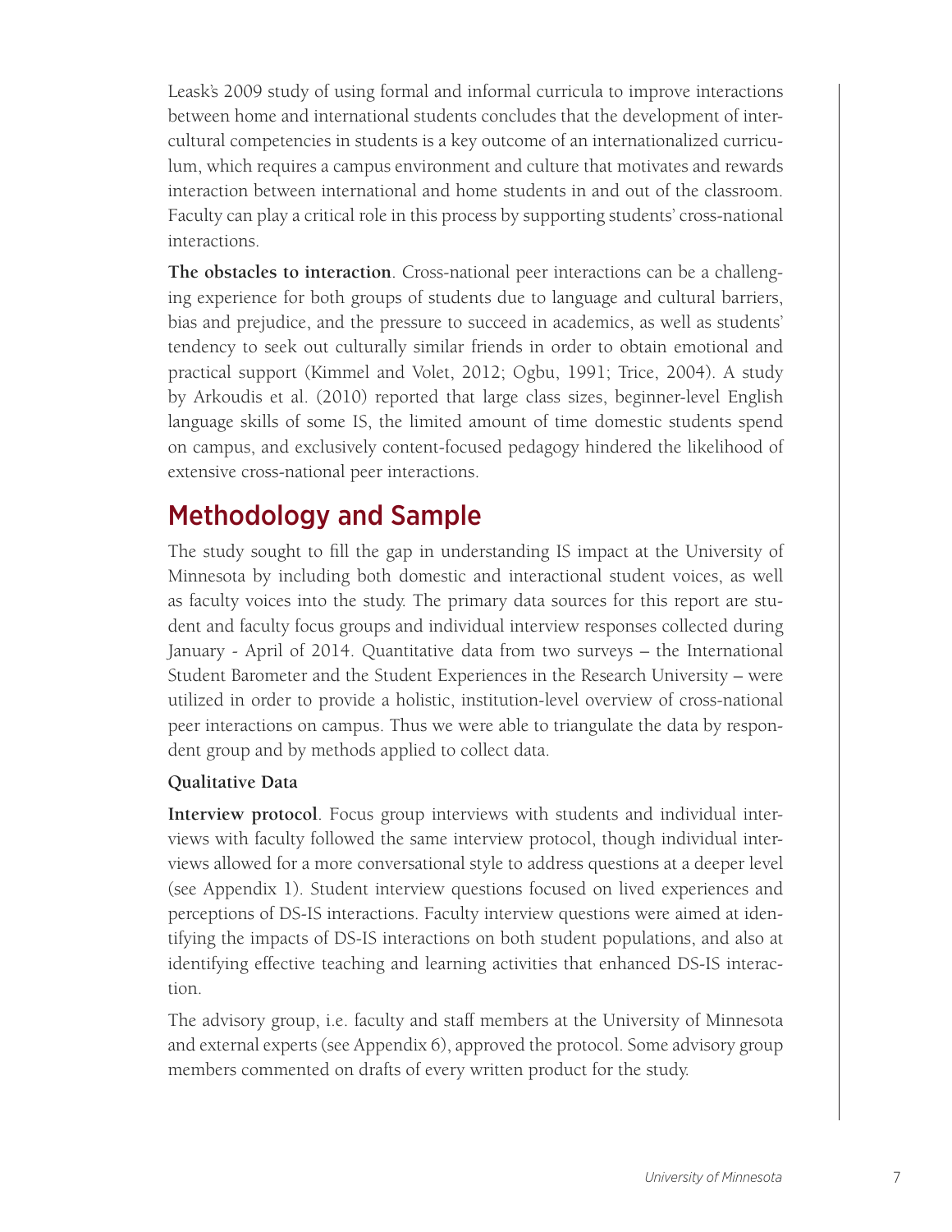Leask's 2009 study of using formal and informal curricula to improve interactions between home and international students concludes that the development of intercultural competencies in students is a key outcome of an internationalized curriculum, which requires a campus environment and culture that motivates and rewards interaction between international and home students in and out of the classroom. Faculty can play a critical role in this process by supporting students' cross-national interactions.

**The obstacles to interaction**. Cross-national peer interactions can be a challenging experience for both groups of students due to language and cultural barriers, bias and prejudice, and the pressure to succeed in academics, as well as students' tendency to seek out culturally similar friends in order to obtain emotional and practical support (Kimmel and Volet, 2012; Ogbu, 1991; Trice, 2004). A study by Arkoudis et al. (2010) reported that large class sizes, beginner-level English language skills of some IS, the limited amount of time domestic students spend on campus, and exclusively content-focused pedagogy hindered the likelihood of extensive cross-national peer interactions.

## Methodology and Sample

The study sought to fill the gap in understanding IS impact at the University of Minnesota by including both domestic and interactional student voices, as well as faculty voices into the study. The primary data sources for this report are student and faculty focus groups and individual interview responses collected during January - April of 2014. Quantitative data from two surveys – the International Student Barometer and the Student Experiences in the Research University – were utilized in order to provide a holistic, institution-level overview of cross-national peer interactions on campus. Thus we were able to triangulate the data by respondent group and by methods applied to collect data.

### Qualitative Data

**Interview protocol**. Focus group interviews with students and individual interviews with faculty followed the same interview protocol, though individual interviews allowed for a more conversational style to address questions at a deeper level (see Appendix 1). Student interview questions focused on lived experiences and perceptions of DS-IS interactions. Faculty interview questions were aimed at identifying the impacts of DS-IS interactions on both student populations, and also at identifying effective teaching and learning activities that enhanced DS-IS interaction.

The advisory group, i.e. faculty and staff members at the University of Minnesota and external experts (see Appendix 6), approved the protocol. Some advisory group members commented on drafts of every written product for the study.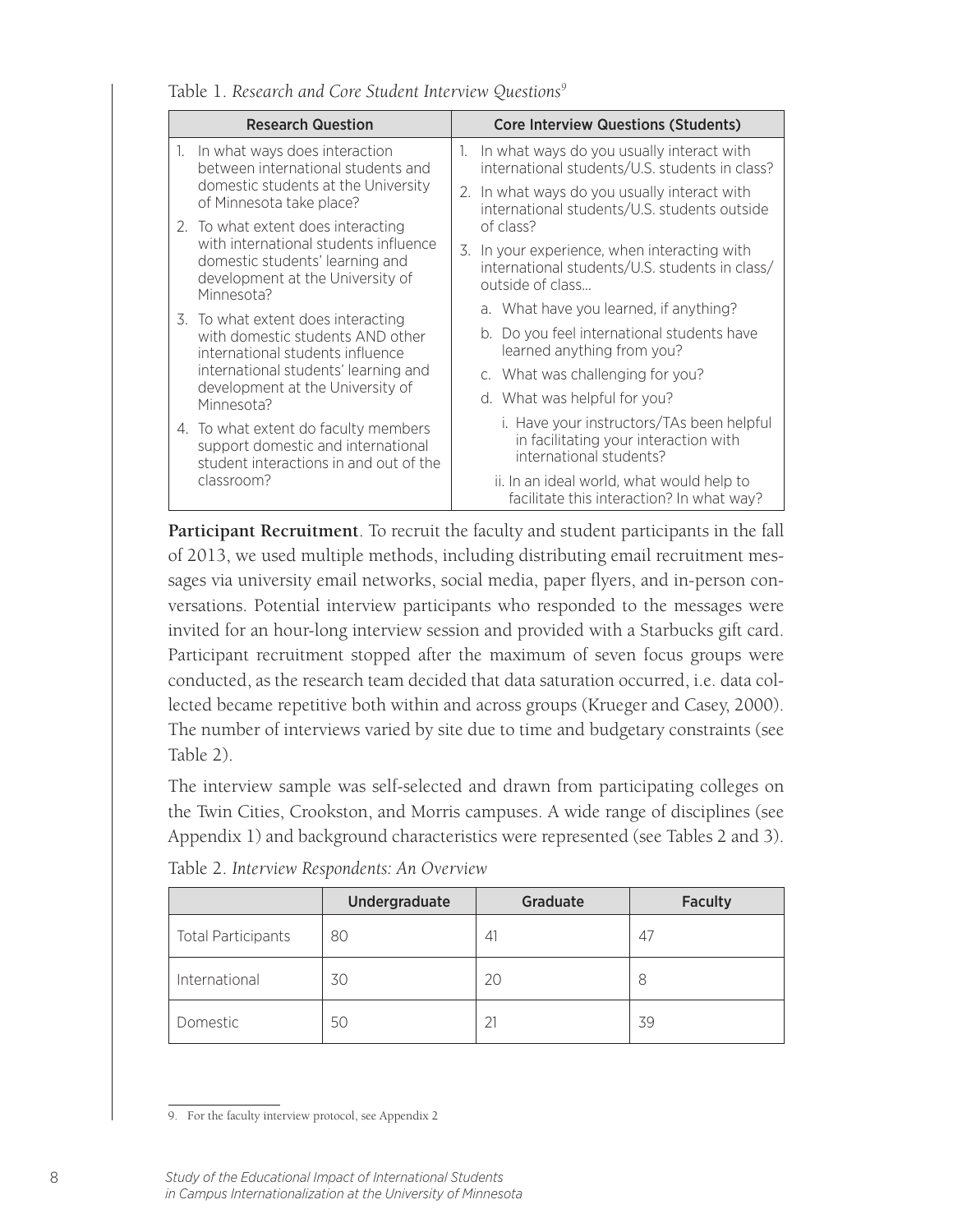Table 1. *Research and Core Student Interview Questions*[9]

| Research Question | Core Interview Questions (Students) |
| --- | --- |
| 1. In what ways does interaction between international students and domestic students at the University of Minnesota take place?<br>2. To what extent does interacting with international students influence domestic students' learning and development at the University of Minnesota?<br>3. To what extent does interacting with domestic students AND other international students influence international students' learning and development at the University of Minnesota?<br>4. To what extent do faculty members support domestic and international student interactions in and out of the classroom? | 1. In what ways do you usually interact with international students/U.S. students in class?<br>2. In what ways do you usually interact with international students/U.S. students outside of class?<br>3. In your experience, when interacting with international students/U.S. students in class/outside of class…<br>a. What have you learned, if anything?<br>b. Do you feel international students have learned anything from you?<br>c. What was challenging for you?<br>d. What was helpful for you?<br>i. Have your instructors/TAs been helpful in facilitating your interaction with international students?<br>ii. In an ideal world, what would help to facilitate this interaction? In what way? |

**Participant Recruitment**. To recruit the faculty and student participants in the fall of 2013, we used multiple methods, including distributing email recruitment messages via university email networks, social media, paper flyers, and in-person conversations. Potential interview participants who responded to the messages were invited for an hour-long interview session and provided with a Starbucks gift card. Participant recruitment stopped after the maximum of seven focus groups were conducted, as the research team decided that data saturation occurred, i.e. data collected became repetitive both within and across groups (Krueger and Casey, 2000). The number of interviews varied by site due to time and budgetary constraints (see Table 2).

The interview sample was self-selected and drawn from participating colleges on the Twin Cities, Crookston, and Morris campuses. A wide range of disciplines (see Appendix 1) and background characteristics were represented (see Tables 2 and 3).

Table 2. *Interview Respondents: An Overview*

| | Undergraduate | Graduate | Faculty |
| --- | --- | --- | --- |
| Total Participants | 80 | 41 | 47 |
| International | 30 | 20 | 8 |
| Domestic | 50 | 21 | 39 |

9. For the faculty interview protocol, see Appendix 2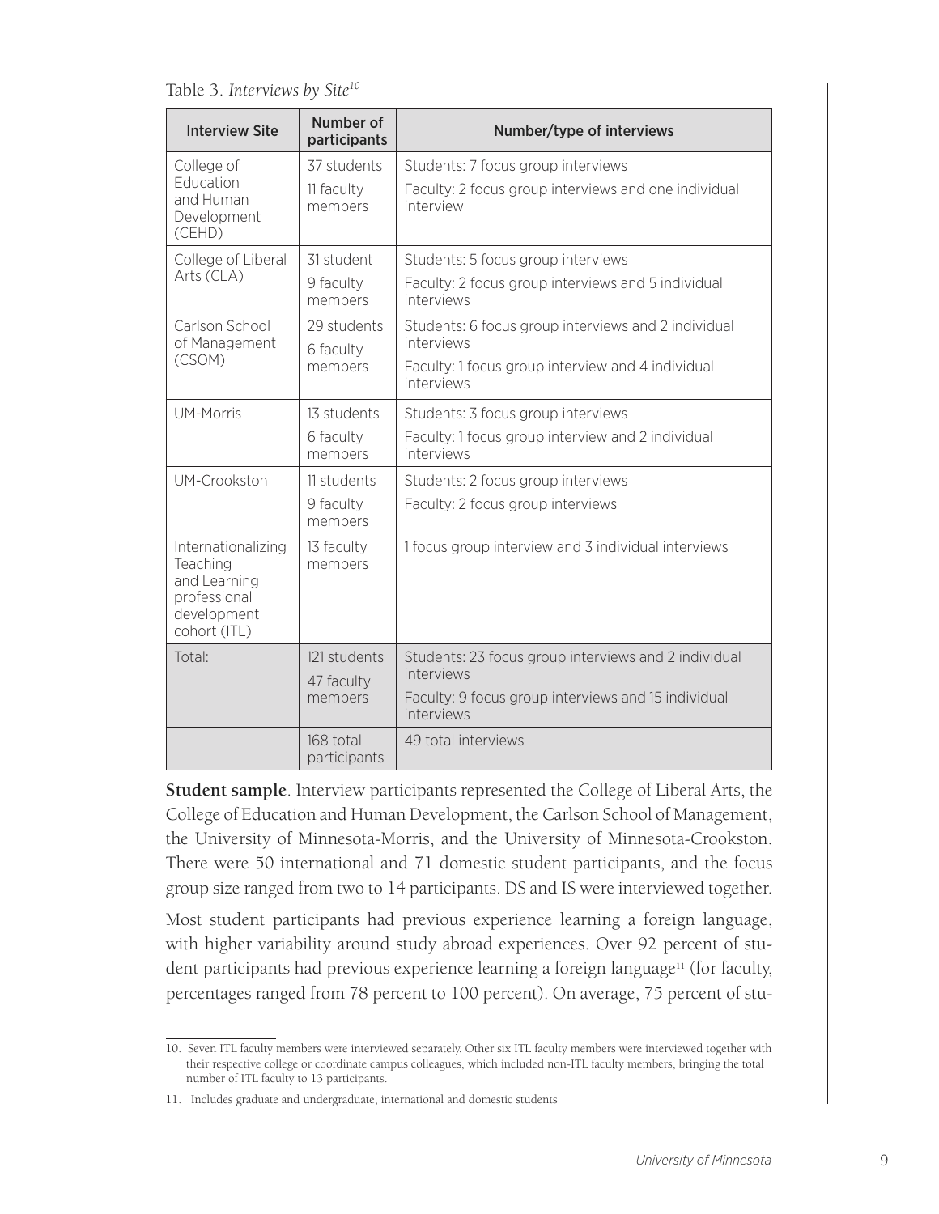Table 3. *Interviews by Site*[10]

| Interview Site | Number of participants | Number/type of interviews |
| --- | --- | --- |
| College of Education and Human Development (CEHD) | 37 students<br>11 faculty members | Students: 7 focus group interviews<br>Faculty: 2 focus group interviews and one individual interview |
| College of Liberal Arts (CLA) | 31 student<br>9 faculty members | Students: 5 focus group interviews<br>Faculty: 2 focus group interviews and 5 individual interviews |
| Carlson School of Management (CSOM) | 29 students<br>6 faculty members | Students: 6 focus group interviews and 2 individual interviews<br>Faculty: 1 focus group interview and 4 individual interviews |
| UM-Morris | 13 students<br>6 faculty members | Students: 3 focus group interviews<br>Faculty: 1 focus group interview and 2 individual interviews |
| UM-Crookston | 11 students<br>9 faculty members | Students: 2 focus group interviews<br>Faculty: 2 focus group interviews |
| Internationalizing Teaching and Learning professional development cohort (ITL) | 13 faculty members | 1 focus group interview and 3 individual interviews |
| Total: | 121 students<br>47 faculty members | Students: 23 focus group interviews and 2 individual interviews<br>Faculty: 9 focus group interviews and 15 individual interviews |
| | 168 total participants | 49 total interviews |

**Student sample**. Interview participants represented the College of Liberal Arts, the College of Education and Human Development, the Carlson School of Management, the University of Minnesota-Morris, and the University of Minnesota-Crookston. There were 50 international and 71 domestic student participants, and the focus group size ranged from two to 14 participants. DS and IS were interviewed together.

Most student participants had previous experience learning a foreign language, with higher variability around study abroad experiences. Over 92 percent of student participants had previous experience learning a foreign language[11] (for faculty, percentages ranged from 78 percent to 100 percent). On average, 75 percent of stu-

10. Seven ITL faculty members were interviewed separately. Other six ITL faculty members were interviewed together with their respective college or coordinate campus colleagues, which included non-ITL faculty members, bringing the total number of ITL faculty to 13 participants.

11. Includes graduate and undergraduate, international and domestic students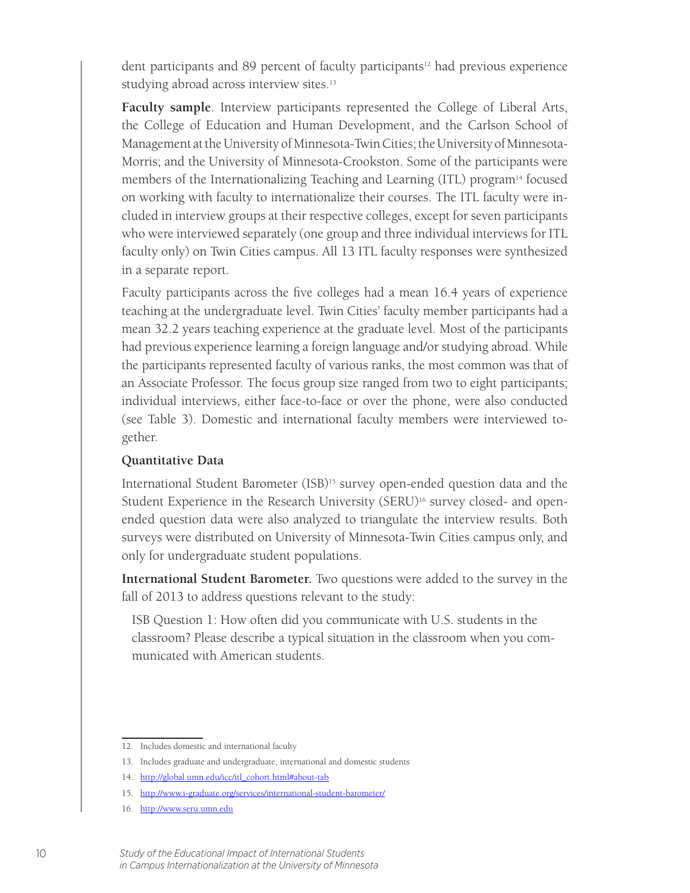dent participants and 89 percent of faculty participants[12] had previous experience studying abroad across interview sites.[13]

**Faculty sample**. Interview participants represented the College of Liberal Arts, the College of Education and Human Development, and the Carlson School of Management at the University of Minnesota-Twin Cities; the University of Minnesota-Morris; and the University of Minnesota-Crookston. Some of the participants were members of the Internationalizing Teaching and Learning (ITL) program[14] focused on working with faculty to internationalize their courses. The ITL faculty were included in interview groups at their respective colleges, except for seven participants who were interviewed separately (one group and three individual interviews for ITL faculty only) on Twin Cities campus. All 13 ITL faculty responses were synthesized in a separate report.

Faculty participants across the five colleges had a mean 16.4 years of experience teaching at the undergraduate level. Twin Cities' faculty member participants had a mean 32.2 years teaching experience at the graduate level. Most of the participants had previous experience learning a foreign language and/or studying abroad. While the participants represented faculty of various ranks, the most common was that of an Associate Professor. The focus group size ranged from two to eight participants; individual interviews, either face-to-face or over the phone, were also conducted (see Table 3). Domestic and international faculty members were interviewed together.

### Quantitative Data

International Student Barometer (ISB)[15] survey open-ended question data and the Student Experience in the Research University (SERU)[16] survey closed- and open-ended question data were also analyzed to triangulate the interview results. Both surveys were distributed on University of Minnesota-Twin Cities campus only, and only for undergraduate student populations.

**International Student Barometer.** Two questions were added to the survey in the fall of 2013 to address questions relevant to the study:

> ISB Question 1: How often did you communicate with U.S. students in the classroom? Please describe a typical situation in the classroom when you communicated with American students.

---

12. Includes domestic and international faculty
13. Includes graduate and undergraduate, international and domestic students
14. http://global.umn.edu/icc/itl_cohort.html#about-tab
15. http://www.i-graduate.org/services/international-student-barometer/
16. http://www.seru.umn.edu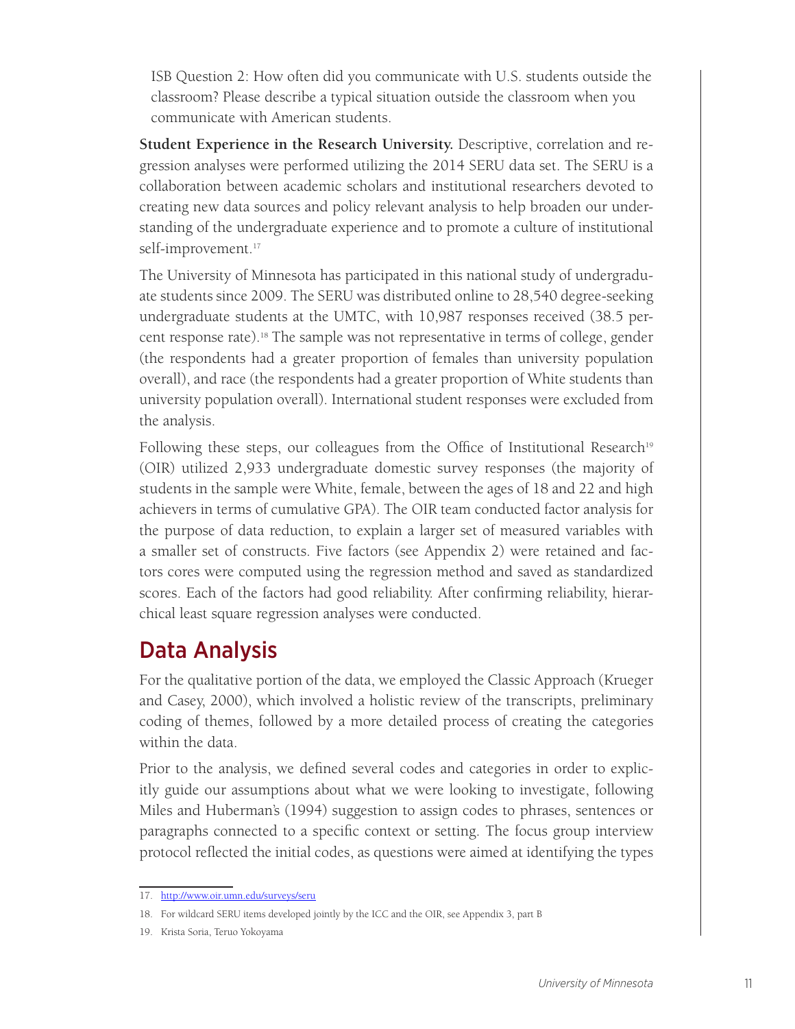ISB Question 2: How often did you communicate with U.S. students outside the classroom? Please describe a typical situation outside the classroom when you communicate with American students.

**Student Experience in the Research University.** Descriptive, correlation and regression analyses were performed utilizing the 2014 SERU data set. The SERU is a collaboration between academic scholars and institutional researchers devoted to creating new data sources and policy relevant analysis to help broaden our understanding of the undergraduate experience and to promote a culture of institutional self-improvement.[17]

The University of Minnesota has participated in this national study of undergraduate students since 2009. The SERU was distributed online to 28,540 degree-seeking undergraduate students at the UMTC, with 10,987 responses received (38.5 percent response rate).[18] The sample was not representative in terms of college, gender (the respondents had a greater proportion of females than university population overall), and race (the respondents had a greater proportion of White students than university population overall). International student responses were excluded from the analysis.

Following these steps, our colleagues from the Office of Institutional Research[19] (OIR) utilized 2,933 undergraduate domestic survey responses (the majority of students in the sample were White, female, between the ages of 18 and 22 and high achievers in terms of cumulative GPA). The OIR team conducted factor analysis for the purpose of data reduction, to explain a larger set of measured variables with a smaller set of constructs. Five factors (see Appendix 2) were retained and factors cores were computed using the regression method and saved as standardized scores. Each of the factors had good reliability. After confirming reliability, hierarchical least square regression analyses were conducted.

## Data Analysis

For the qualitative portion of the data, we employed the Classic Approach (Krueger and Casey, 2000), which involved a holistic review of the transcripts, preliminary coding of themes, followed by a more detailed process of creating the categories within the data.

Prior to the analysis, we defined several codes and categories in order to explicitly guide our assumptions about what we were looking to investigate, following Miles and Huberman's (1994) suggestion to assign codes to phrases, sentences or paragraphs connected to a specific context or setting. The focus group interview protocol reflected the initial codes, as questions were aimed at identifying the types

---

17. http://www.oir.umn.edu/surveys/seru

18. For wildcard SERU items developed jointly by the ICC and the OIR, see Appendix 3, part B

19. Krista Soria, Teruo Yokoyama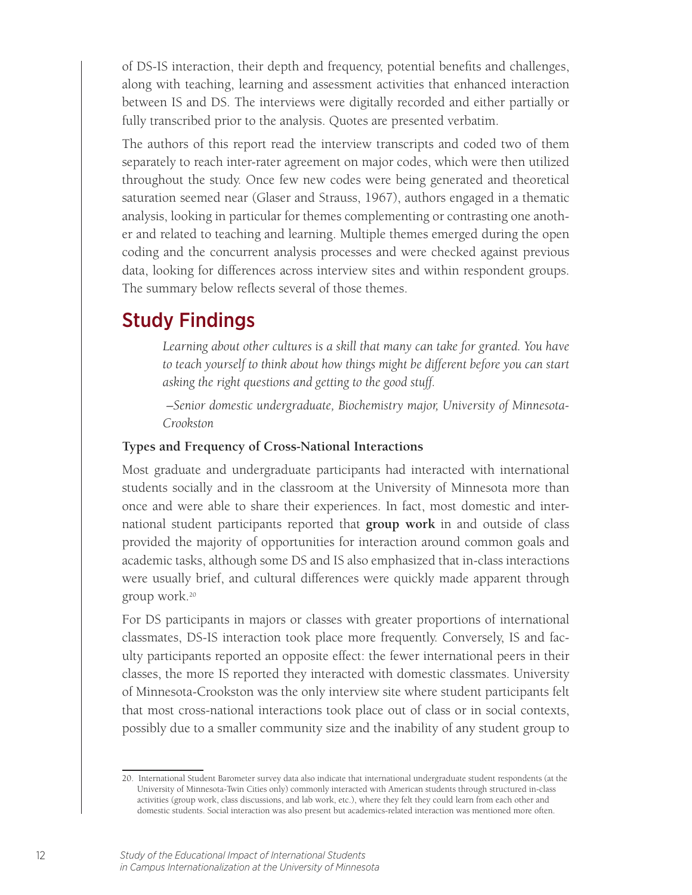of DS-IS interaction, their depth and frequency, potential benefits and challenges, along with teaching, learning and assessment activities that enhanced interaction between IS and DS. The interviews were digitally recorded and either partially or fully transcribed prior to the analysis. Quotes are presented verbatim.

The authors of this report read the interview transcripts and coded two of them separately to reach inter-rater agreement on major codes, which were then utilized throughout the study. Once few new codes were being generated and theoretical saturation seemed near (Glaser and Strauss, 1967), authors engaged in a thematic analysis, looking in particular for themes complementing or contrasting one another and related to teaching and learning. Multiple themes emerged during the open coding and the concurrent analysis processes and were checked against previous data, looking for differences across interview sites and within respondent groups. The summary below reflects several of those themes.

## Study Findings

> *Learning about other cultures is a skill that many can take for granted. You have to teach yourself to think about how things might be different before you can start asking the right questions and getting to the good stuff.*
>
> *–Senior domestic undergraduate, Biochemistry major, University of Minnesota-Crookston*

**Types and Frequency of Cross-National Interactions**

Most graduate and undergraduate participants had interacted with international students socially and in the classroom at the University of Minnesota more than once and were able to share their experiences. In fact, most domestic and international student participants reported that **group work** in and outside of class provided the majority of opportunities for interaction around common goals and academic tasks, although some DS and IS also emphasized that in-class interactions were usually brief, and cultural differences were quickly made apparent through group work.[20]

For DS participants in majors or classes with greater proportions of international classmates, DS-IS interaction took place more frequently. Conversely, IS and faculty participants reported an opposite effect: the fewer international peers in their classes, the more IS reported they interacted with domestic classmates. University of Minnesota-Crookston was the only interview site where student participants felt that most cross-national interactions took place out of class or in social contexts, possibly due to a smaller community size and the inability of any student group to

20. International Student Barometer survey data also indicate that international undergraduate student respondents (at the University of Minnesota-Twin Cities only) commonly interacted with American students through structured in-class activities (group work, class discussions, and lab work, etc.), where they felt they could learn from each other and domestic students. Social interaction was also present but academics-related interaction was mentioned more often.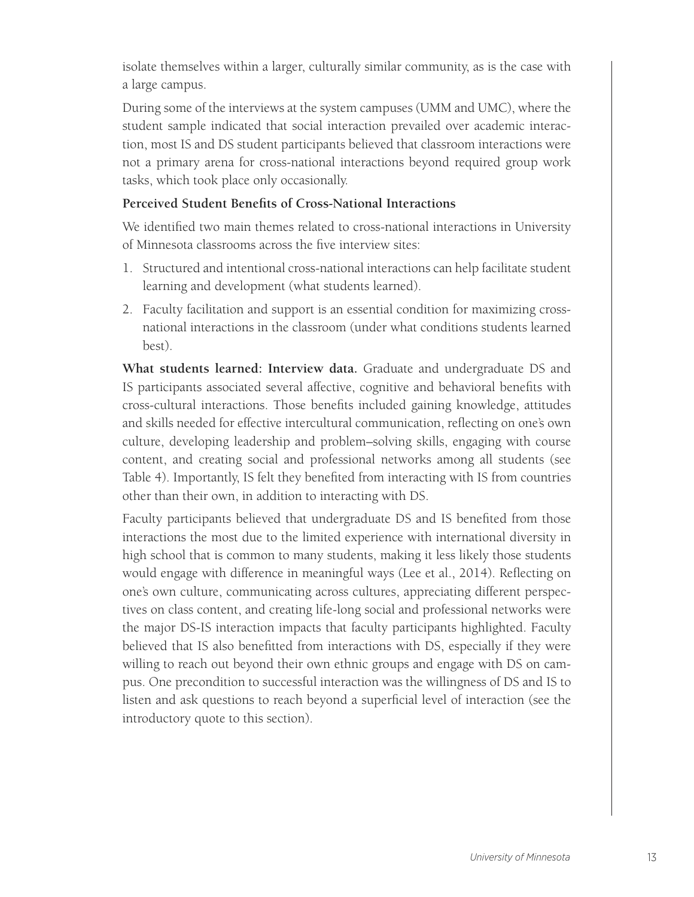isolate themselves within a larger, culturally similar community, as is the case with a large campus.

During some of the interviews at the system campuses (UMM and UMC), where the student sample indicated that social interaction prevailed over academic interaction, most IS and DS student participants believed that classroom interactions were not a primary arena for cross-national interactions beyond required group work tasks, which took place only occasionally.

**Perceived Student Benefits of Cross-National Interactions**

We identified two main themes related to cross-national interactions in University of Minnesota classrooms across the five interview sites:

1. Structured and intentional cross-national interactions can help facilitate student learning and development (what students learned).
2. Faculty facilitation and support is an essential condition for maximizing cross-national interactions in the classroom (under what conditions students learned best).

**What students learned: Interview data.** Graduate and undergraduate DS and IS participants associated several affective, cognitive and behavioral benefits with cross-cultural interactions. Those benefits included gaining knowledge, attitudes and skills needed for effective intercultural communication, reflecting on one's own culture, developing leadership and problem–solving skills, engaging with course content, and creating social and professional networks among all students (see Table 4). Importantly, IS felt they benefited from interacting with IS from countries other than their own, in addition to interacting with DS.

Faculty participants believed that undergraduate DS and IS benefited from those interactions the most due to the limited experience with international diversity in high school that is common to many students, making it less likely those students would engage with difference in meaningful ways (Lee et al., 2014). Reflecting on one's own culture, communicating across cultures, appreciating different perspectives on class content, and creating life-long social and professional networks were the major DS-IS interaction impacts that faculty participants highlighted. Faculty believed that IS also benefitted from interactions with DS, especially if they were willing to reach out beyond their own ethnic groups and engage with DS on campus. One precondition to successful interaction was the willingness of DS and IS to listen and ask questions to reach beyond a superficial level of interaction (see the introductory quote to this section).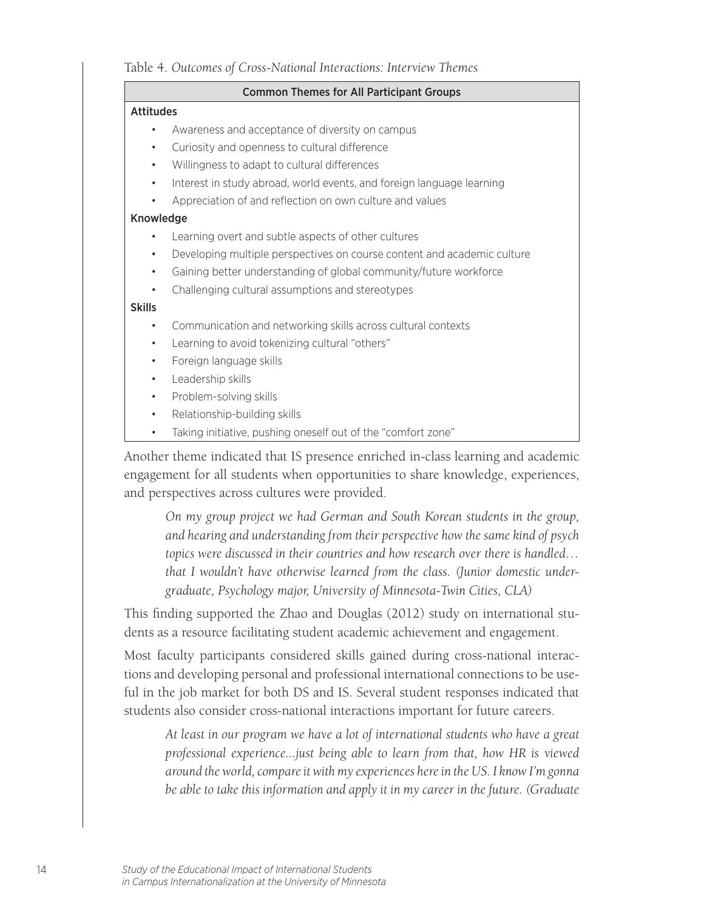Table 4. *Outcomes of Cross-National Interactions: Interview Themes*

| Common Themes for All Participant Groups |
| --- |
| **Attitudes** |
| • Awareness and acceptance of diversity on campus |
| • Curiosity and openness to cultural difference |
| • Willingness to adapt to cultural differences |
| • Interest in study abroad, world events, and foreign language learning |
| • Appreciation of and reflection on own culture and values |
| **Knowledge** |
| • Learning overt and subtle aspects of other cultures |
| • Developing multiple perspectives on course content and academic culture |
| • Gaining better understanding of global community/future workforce |
| • Challenging cultural assumptions and stereotypes |
| **Skills** |
| • Communication and networking skills across cultural contexts |
| • Learning to avoid tokenizing cultural "others" |
| • Foreign language skills |
| • Leadership skills |
| • Problem-solving skills |
| • Relationship-building skills |
| • Taking initiative, pushing oneself out of the "comfort zone" |

Another theme indicated that IS presence enriched in-class learning and academic engagement for all students when opportunities to share knowledge, experiences, and perspectives across cultures were provided.

> *On my group project we had German and South Korean students in the group, and hearing and understanding from their perspective how the same kind of psych topics were discussed in their countries and how research over there is handled… that I wouldn't have otherwise learned from the class. (Junior domestic undergraduate, Psychology major, University of Minnesota-Twin Cities, CLA)*

This finding supported the Zhao and Douglas (2012) study on international students as a resource facilitating student academic achievement and engagement.

Most faculty participants considered skills gained during cross-national interactions and developing personal and professional international connections to be useful in the job market for both DS and IS. Several student responses indicated that students also consider cross-national interactions important for future careers.

> *At least in our program we have a lot of international students who have a great professional experience...just being able to learn from that, how HR is viewed around the world, compare it with my experiences here in the US. I know I'm gonna be able to take this information and apply it in my career in the future. (Graduate*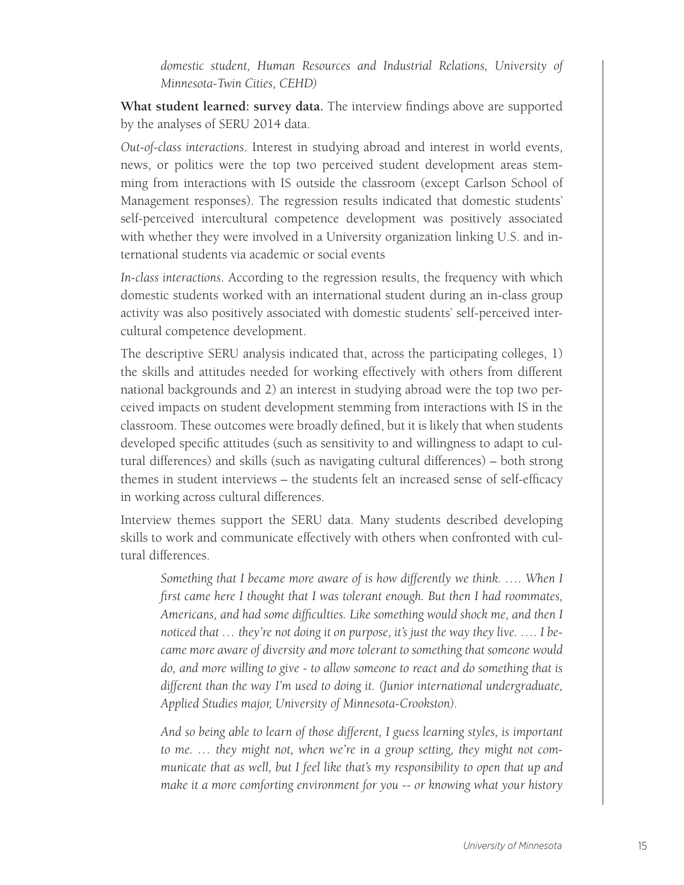*domestic student, Human Resources and Industrial Relations, University of Minnesota-Twin Cities, CEHD)*

**What student learned: survey data.** The interview findings above are supported by the analyses of SERU 2014 data.

*Out-of-class interactions*. Interest in studying abroad and interest in world events, news, or politics were the top two perceived student development areas stemming from interactions with IS outside the classroom (except Carlson School of Management responses). The regression results indicated that domestic students' self-perceived intercultural competence development was positively associated with whether they were involved in a University organization linking U.S. and international students via academic or social events

*In-class interactions*. According to the regression results, the frequency with which domestic students worked with an international student during an in-class group activity was also positively associated with domestic students' self-perceived intercultural competence development.

The descriptive SERU analysis indicated that, across the participating colleges, 1) the skills and attitudes needed for working effectively with others from different national backgrounds and 2) an interest in studying abroad were the top two perceived impacts on student development stemming from interactions with IS in the classroom. These outcomes were broadly defined, but it is likely that when students developed specific attitudes (such as sensitivity to and willingness to adapt to cultural differences) and skills (such as navigating cultural differences) – both strong themes in student interviews – the students felt an increased sense of self-efficacy in working across cultural differences.

Interview themes support the SERU data. Many students described developing skills to work and communicate effectively with others when confronted with cultural differences.

> *Something that I became more aware of is how differently we think. …. When I first came here I thought that I was tolerant enough. But then I had roommates, Americans, and had some difficulties. Like something would shock me, and then I noticed that … they're not doing it on purpose, it's just the way they live. …. I became more aware of diversity and more tolerant to something that someone would do, and more willing to give - to allow someone to react and do something that is different than the way I'm used to doing it. (Junior international undergraduate, Applied Studies major, University of Minnesota-Crookston).*

> *And so being able to learn of those different, I guess learning styles, is important to me. … they might not, when we're in a group setting, they might not communicate that as well, but I feel like that's my responsibility to open that up and make it a more comforting environment for you -- or knowing what your history*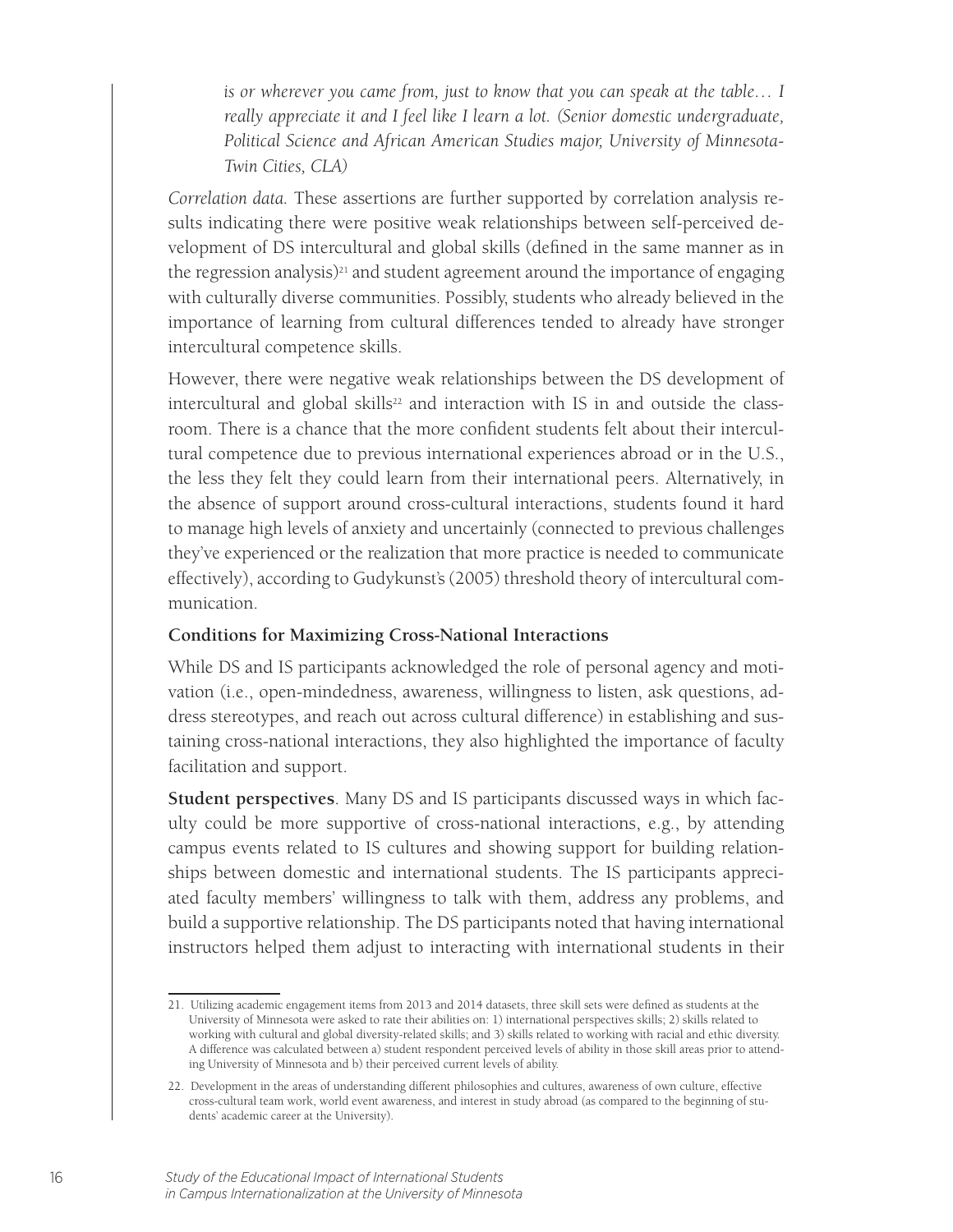> *is or wherever you came from, just to know that you can speak at the table… I really appreciate it and I feel like I learn a lot. (Senior domestic undergraduate, Political Science and African American Studies major, University of Minnesota-Twin Cities, CLA)*

*Correlation data.* These assertions are further supported by correlation analysis results indicating there were positive weak relationships between self-perceived development of DS intercultural and global skills (defined in the same manner as in the regression analysis)[21] and student agreement around the importance of engaging with culturally diverse communities. Possibly, students who already believed in the importance of learning from cultural differences tended to already have stronger intercultural competence skills.

However, there were negative weak relationships between the DS development of intercultural and global skills[22] and interaction with IS in and outside the classroom. There is a chance that the more confident students felt about their intercultural competence due to previous international experiences abroad or in the U.S., the less they felt they could learn from their international peers. Alternatively, in the absence of support around cross-cultural interactions, students found it hard to manage high levels of anxiety and uncertainly (connected to previous challenges they've experienced or the realization that more practice is needed to communicate effectively), according to Gudykunst's (2005) threshold theory of intercultural communication.

### Conditions for Maximizing Cross-National Interactions

While DS and IS participants acknowledged the role of personal agency and motivation (i.e., open-mindedness, awareness, willingness to listen, ask questions, address stereotypes, and reach out across cultural difference) in establishing and sustaining cross-national interactions, they also highlighted the importance of faculty facilitation and support.

**Student perspectives**. Many DS and IS participants discussed ways in which faculty could be more supportive of cross-national interactions, e.g., by attending campus events related to IS cultures and showing support for building relationships between domestic and international students. The IS participants appreciated faculty members' willingness to talk with them, address any problems, and build a supportive relationship. The DS participants noted that having international instructors helped them adjust to interacting with international students in their

---

21. Utilizing academic engagement items from 2013 and 2014 datasets, three skill sets were defined as students at the University of Minnesota were asked to rate their abilities on: 1) international perspectives skills; 2) skills related to working with cultural and global diversity-related skills; and 3) skills related to working with racial and ethic diversity. A difference was calculated between a) student respondent perceived levels of ability in those skill areas prior to attending University of Minnesota and b) their perceived current levels of ability.

22. Development in the areas of understanding different philosophies and cultures, awareness of own culture, effective cross-cultural team work, world event awareness, and interest in study abroad (as compared to the beginning of students' academic career at the University).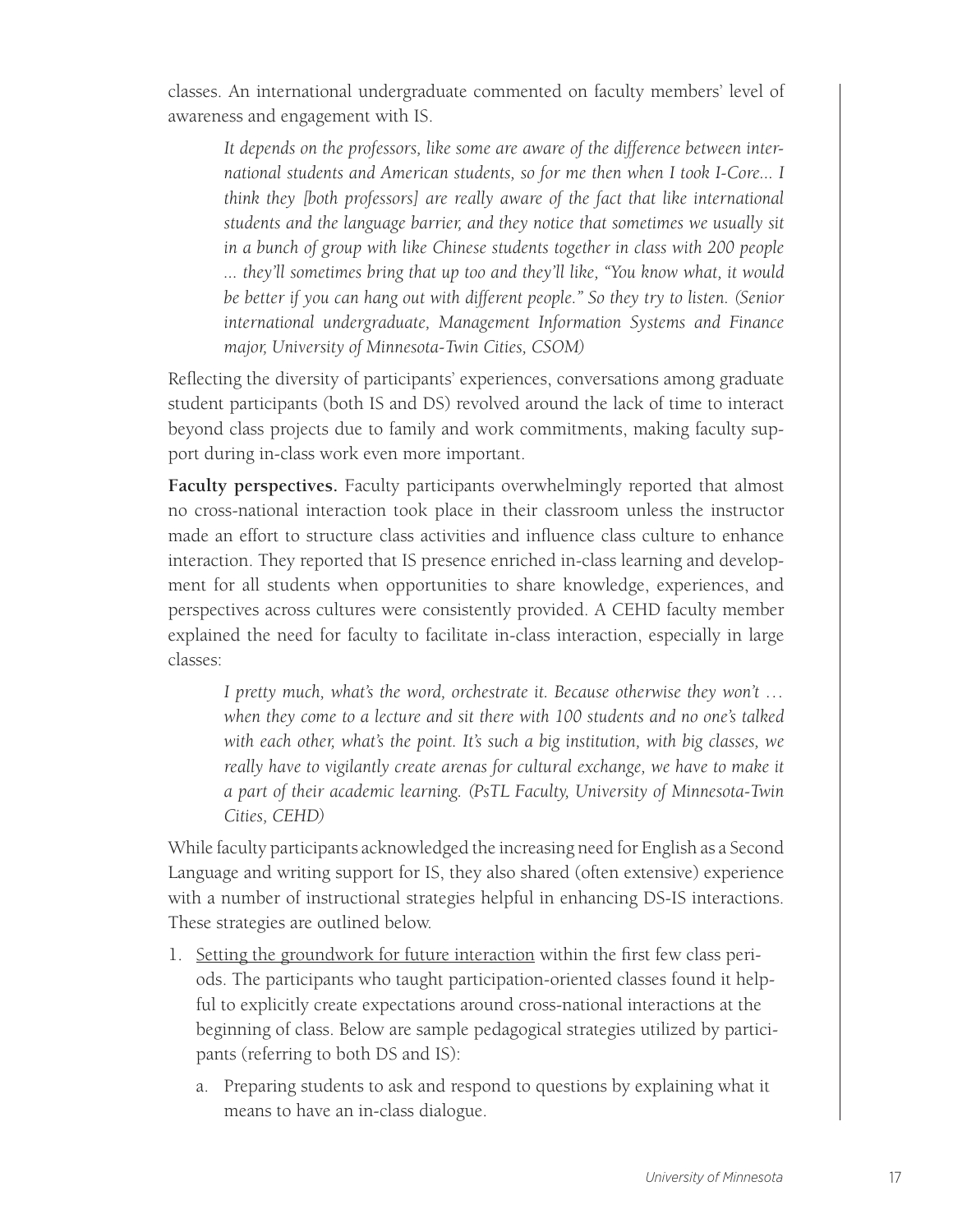classes. An international undergraduate commented on faculty members' level of awareness and engagement with IS.

> *It depends on the professors, like some are aware of the difference between international students and American students, so for me then when I took I-Core... I think they [both professors] are really aware of the fact that like international students and the language barrier, and they notice that sometimes we usually sit in a bunch of group with like Chinese students together in class with 200 people ... they'll sometimes bring that up too and they'll like, "You know what, it would be better if you can hang out with different people." So they try to listen. (Senior international undergraduate, Management Information Systems and Finance major, University of Minnesota-Twin Cities, CSOM)*

Reflecting the diversity of participants' experiences, conversations among graduate student participants (both IS and DS) revolved around the lack of time to interact beyond class projects due to family and work commitments, making faculty support during in-class work even more important.

**Faculty perspectives.** Faculty participants overwhelmingly reported that almost no cross-national interaction took place in their classroom unless the instructor made an effort to structure class activities and influence class culture to enhance interaction. They reported that IS presence enriched in-class learning and development for all students when opportunities to share knowledge, experiences, and perspectives across cultures were consistently provided. A CEHD faculty member explained the need for faculty to facilitate in-class interaction, especially in large classes:

> *I pretty much, what's the word, orchestrate it. Because otherwise they won't … when they come to a lecture and sit there with 100 students and no one's talked with each other, what's the point. It's such a big institution, with big classes, we really have to vigilantly create arenas for cultural exchange, we have to make it a part of their academic learning. (PsTL Faculty, University of Minnesota-Twin Cities, CEHD)*

While faculty participants acknowledged the increasing need for English as a Second Language and writing support for IS, they also shared (often extensive) experience with a number of instructional strategies helpful in enhancing DS-IS interactions. These strategies are outlined below.

1. <u>Setting the groundwork for future interaction</u> within the first few class periods. The participants who taught participation-oriented classes found it helpful to explicitly create expectations around cross-national interactions at the beginning of class. Below are sample pedagogical strategies utilized by participants (referring to both DS and IS):
   a. Preparing students to ask and respond to questions by explaining what it means to have an in-class dialogue.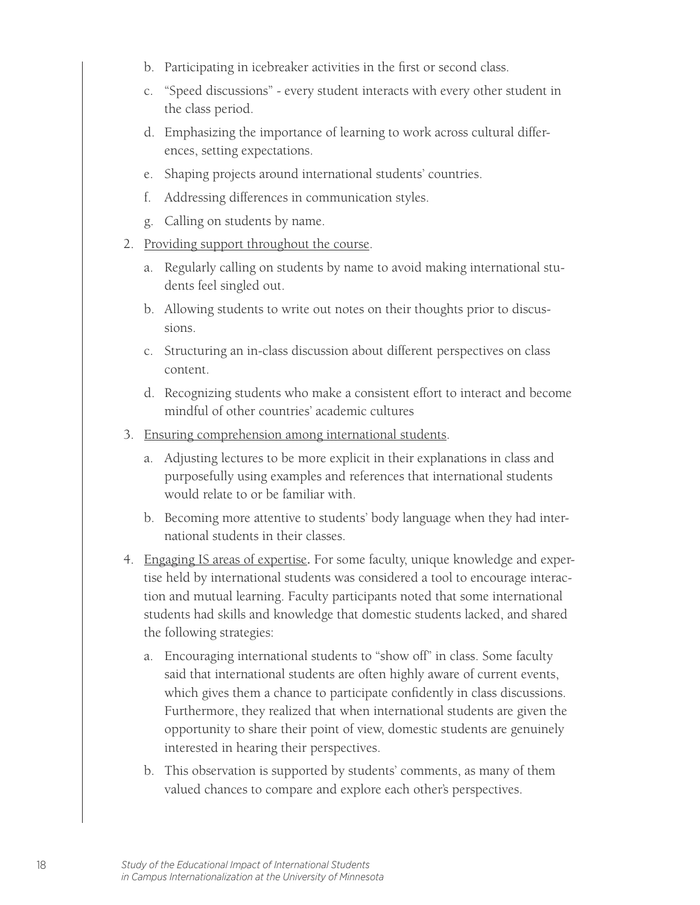b. Participating in icebreaker activities in the first or second class.
   c. "Speed discussions" - every student interacts with every other student in the class period.
   d. Emphasizing the importance of learning to work across cultural differences, setting expectations.
   e. Shaping projects around international students' countries.
   f. Addressing differences in communication styles.
   g. Calling on students by name.

2. <u>Providing support throughout the course</u>.
   a. Regularly calling on students by name to avoid making international students feel singled out.
   b. Allowing students to write out notes on their thoughts prior to discussions.
   c. Structuring an in-class discussion about different perspectives on class content.
   d. Recognizing students who make a consistent effort to interact and become mindful of other countries' academic cultures

3. <u>Ensuring comprehension among international students</u>.
   a. Adjusting lectures to be more explicit in their explanations in class and purposefully using examples and references that international students would relate to or be familiar with.
   b. Becoming more attentive to students' body language when they had international students in their classes.

4. <u>Engaging IS areas of expertise</u>. For some faculty, unique knowledge and expertise held by international students was considered a tool to encourage interaction and mutual learning. Faculty participants noted that some international students had skills and knowledge that domestic students lacked, and shared the following strategies:
   a. Encouraging international students to "show off" in class. Some faculty said that international students are often highly aware of current events, which gives them a chance to participate confidently in class discussions. Furthermore, they realized that when international students are given the opportunity to share their point of view, domestic students are genuinely interested in hearing their perspectives.
   b. This observation is supported by students' comments, as many of them valued chances to compare and explore each other's perspectives.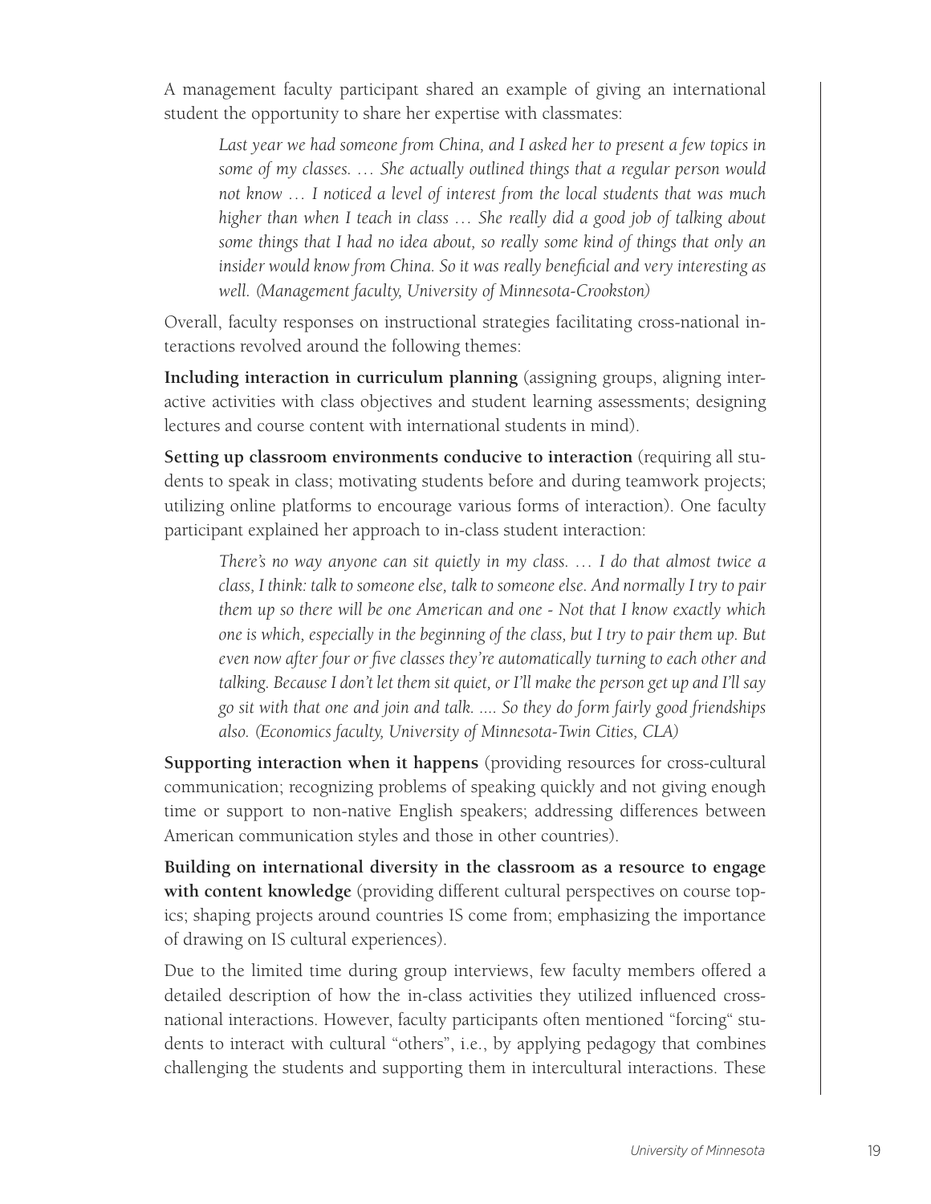A management faculty participant shared an example of giving an international student the opportunity to share her expertise with classmates:

> *Last year we had someone from China, and I asked her to present a few topics in some of my classes. … She actually outlined things that a regular person would not know … I noticed a level of interest from the local students that was much higher than when I teach in class … She really did a good job of talking about some things that I had no idea about, so really some kind of things that only an insider would know from China. So it was really beneficial and very interesting as well. (Management faculty, University of Minnesota-Crookston)*

Overall, faculty responses on instructional strategies facilitating cross-national interactions revolved around the following themes:

**Including interaction in curriculum planning** (assigning groups, aligning interactive activities with class objectives and student learning assessments; designing lectures and course content with international students in mind).

**Setting up classroom environments conducive to interaction** (requiring all students to speak in class; motivating students before and during teamwork projects; utilizing online platforms to encourage various forms of interaction). One faculty participant explained her approach to in-class student interaction:

> *There's no way anyone can sit quietly in my class. … I do that almost twice a class, I think: talk to someone else, talk to someone else. And normally I try to pair them up so there will be one American and one - Not that I know exactly which one is which, especially in the beginning of the class, but I try to pair them up. But even now after four or five classes they're automatically turning to each other and talking. Because I don't let them sit quiet, or I'll make the person get up and I'll say go sit with that one and join and talk. .... So they do form fairly good friendships also. (Economics faculty, University of Minnesota-Twin Cities, CLA)*

**Supporting interaction when it happens** (providing resources for cross-cultural communication; recognizing problems of speaking quickly and not giving enough time or support to non-native English speakers; addressing differences between American communication styles and those in other countries).

**Building on international diversity in the classroom as a resource to engage with content knowledge** (providing different cultural perspectives on course topics; shaping projects around countries IS come from; emphasizing the importance of drawing on IS cultural experiences).

Due to the limited time during group interviews, few faculty members offered a detailed description of how the in-class activities they utilized influenced cross-national interactions. However, faculty participants often mentioned "forcing" students to interact with cultural "others", i.e., by applying pedagogy that combines challenging the students and supporting them in intercultural interactions. These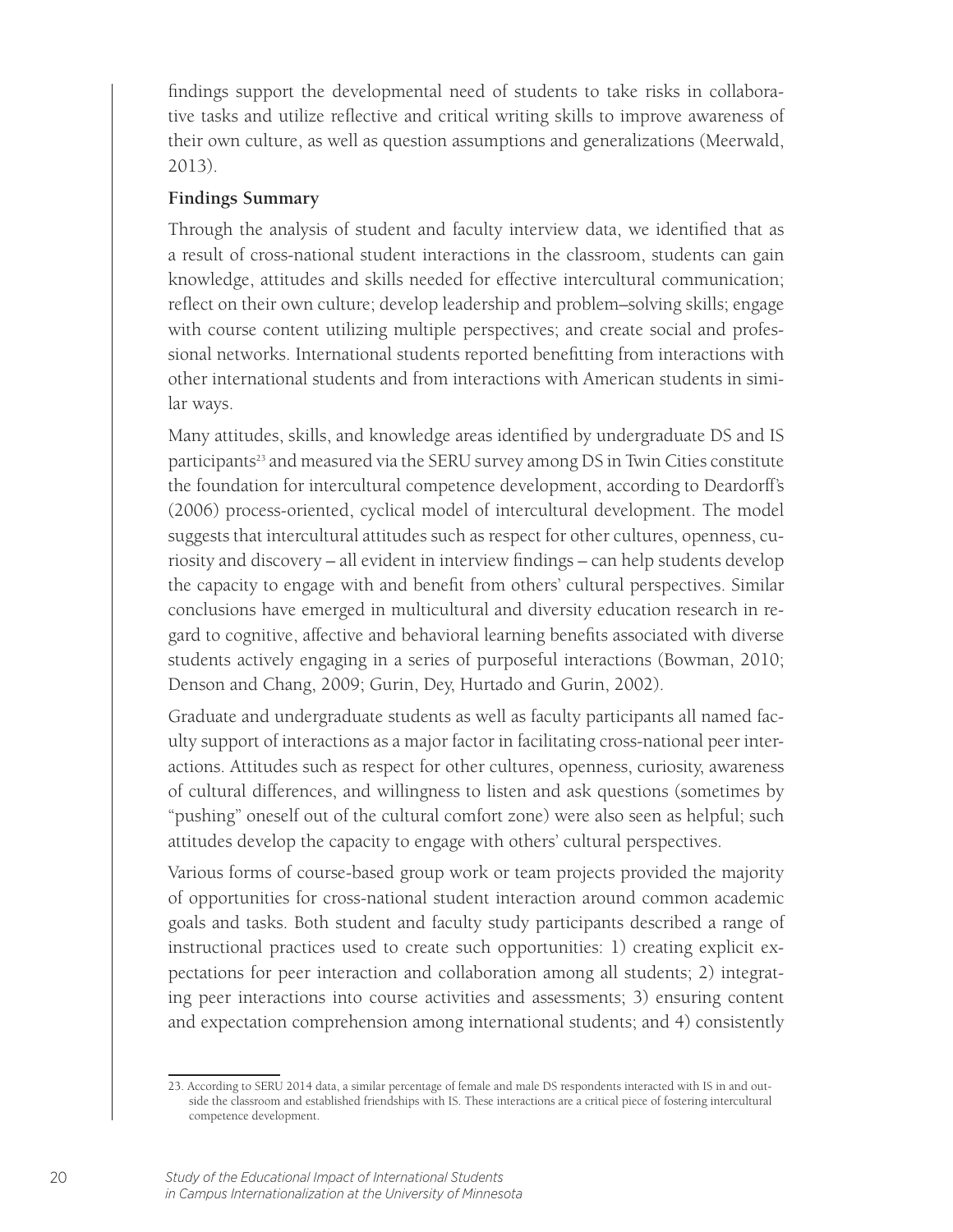findings support the developmental need of students to take risks in collaborative tasks and utilize reflective and critical writing skills to improve awareness of their own culture, as well as question assumptions and generalizations (Meerwald, 2013).

**Findings Summary**

Through the analysis of student and faculty interview data, we identified that as a result of cross-national student interactions in the classroom, students can gain knowledge, attitudes and skills needed for effective intercultural communication; reflect on their own culture; develop leadership and problem–solving skills; engage with course content utilizing multiple perspectives; and create social and professional networks. International students reported benefitting from interactions with other international students and from interactions with American students in similar ways.

Many attitudes, skills, and knowledge areas identified by undergraduate DS and IS participants[23] and measured via the SERU survey among DS in Twin Cities constitute the foundation for intercultural competence development, according to Deardorff's (2006) process-oriented, cyclical model of intercultural development. The model suggests that intercultural attitudes such as respect for other cultures, openness, curiosity and discovery – all evident in interview findings – can help students develop the capacity to engage with and benefit from others' cultural perspectives. Similar conclusions have emerged in multicultural and diversity education research in regard to cognitive, affective and behavioral learning benefits associated with diverse students actively engaging in a series of purposeful interactions (Bowman, 2010; Denson and Chang, 2009; Gurin, Dey, Hurtado and Gurin, 2002).

Graduate and undergraduate students as well as faculty participants all named faculty support of interactions as a major factor in facilitating cross-national peer interactions. Attitudes such as respect for other cultures, openness, curiosity, awareness of cultural differences, and willingness to listen and ask questions (sometimes by "pushing" oneself out of the cultural comfort zone) were also seen as helpful; such attitudes develop the capacity to engage with others' cultural perspectives.

Various forms of course-based group work or team projects provided the majority of opportunities for cross-national student interaction around common academic goals and tasks. Both student and faculty study participants described a range of instructional practices used to create such opportunities: 1) creating explicit expectations for peer interaction and collaboration among all students; 2) integrating peer interactions into course activities and assessments; 3) ensuring content and expectation comprehension among international students; and 4) consistently

23. According to SERU 2014 data, a similar percentage of female and male DS respondents interacted with IS in and outside the classroom and established friendships with IS. These interactions are a critical piece of fostering intercultural competence development.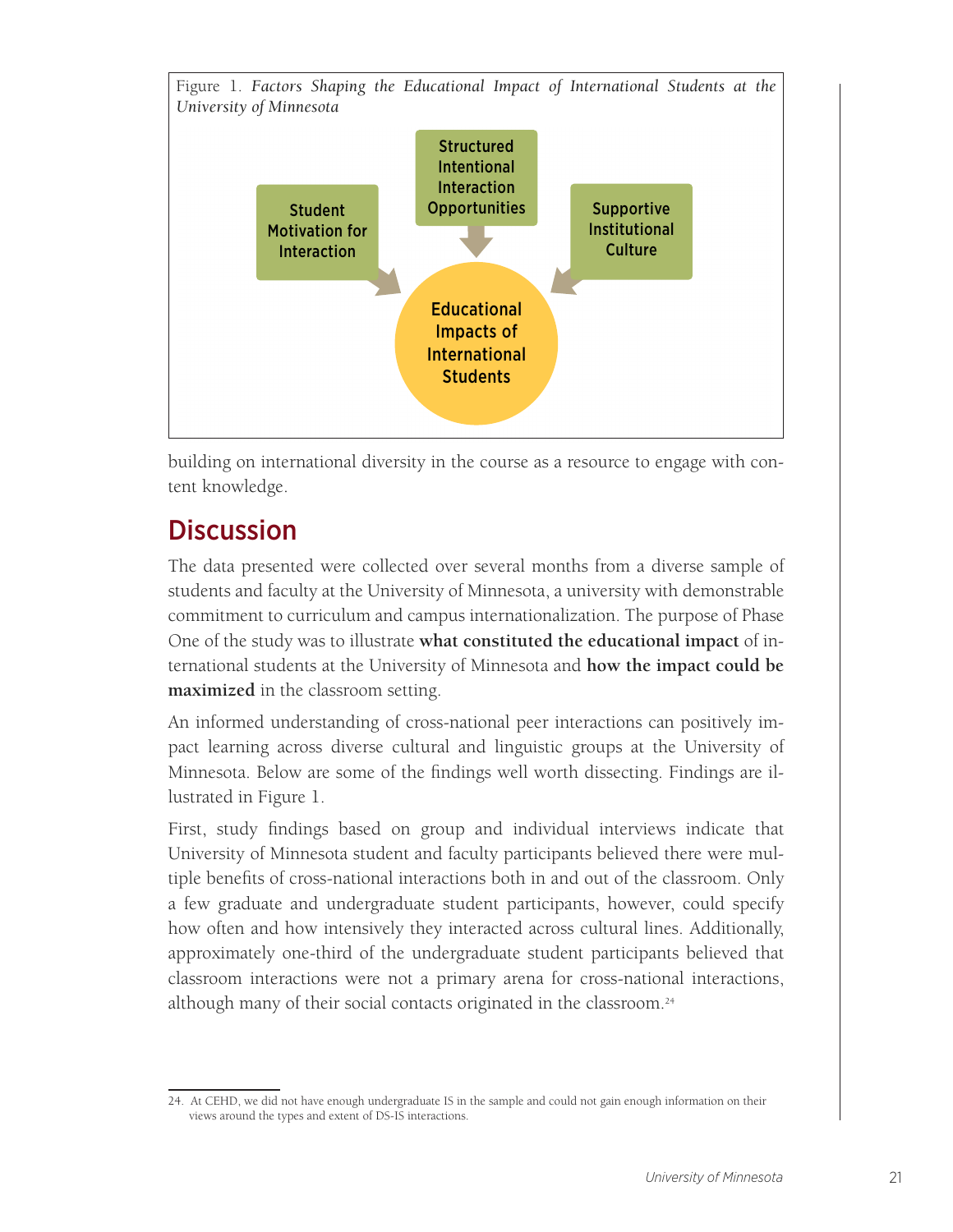Figure 1. *Factors Shaping the Educational Impact of International Students at the University of Minnesota*

Student Motivation for Interaction

Structured Intentional Interaction Opportunities

Supportive Institutional Culture

Educational Impacts of International Students

building on international diversity in the course as a resource to engage with content knowledge.

## Discussion

The data presented were collected over several months from a diverse sample of students and faculty at the University of Minnesota, a university with demonstrable commitment to curriculum and campus internationalization. The purpose of Phase One of the study was to illustrate **what constituted the educational impact** of international students at the University of Minnesota and **how the impact could be maximized** in the classroom setting.

An informed understanding of cross-national peer interactions can positively impact learning across diverse cultural and linguistic groups at the University of Minnesota. Below are some of the findings well worth dissecting. Findings are illustrated in Figure 1.

First, study findings based on group and individual interviews indicate that University of Minnesota student and faculty participants believed there were multiple benefits of cross-national interactions both in and out of the classroom. Only a few graduate and undergraduate student participants, however, could specify how often and how intensively they interacted across cultural lines. Additionally, approximately one-third of the undergraduate student participants believed that classroom interactions were not a primary arena for cross-national interactions, although many of their social contacts originated in the classroom.[24]

24. At CEHD, we did not have enough undergraduate IS in the sample and could not gain enough information on their views around the types and extent of DS-IS interactions.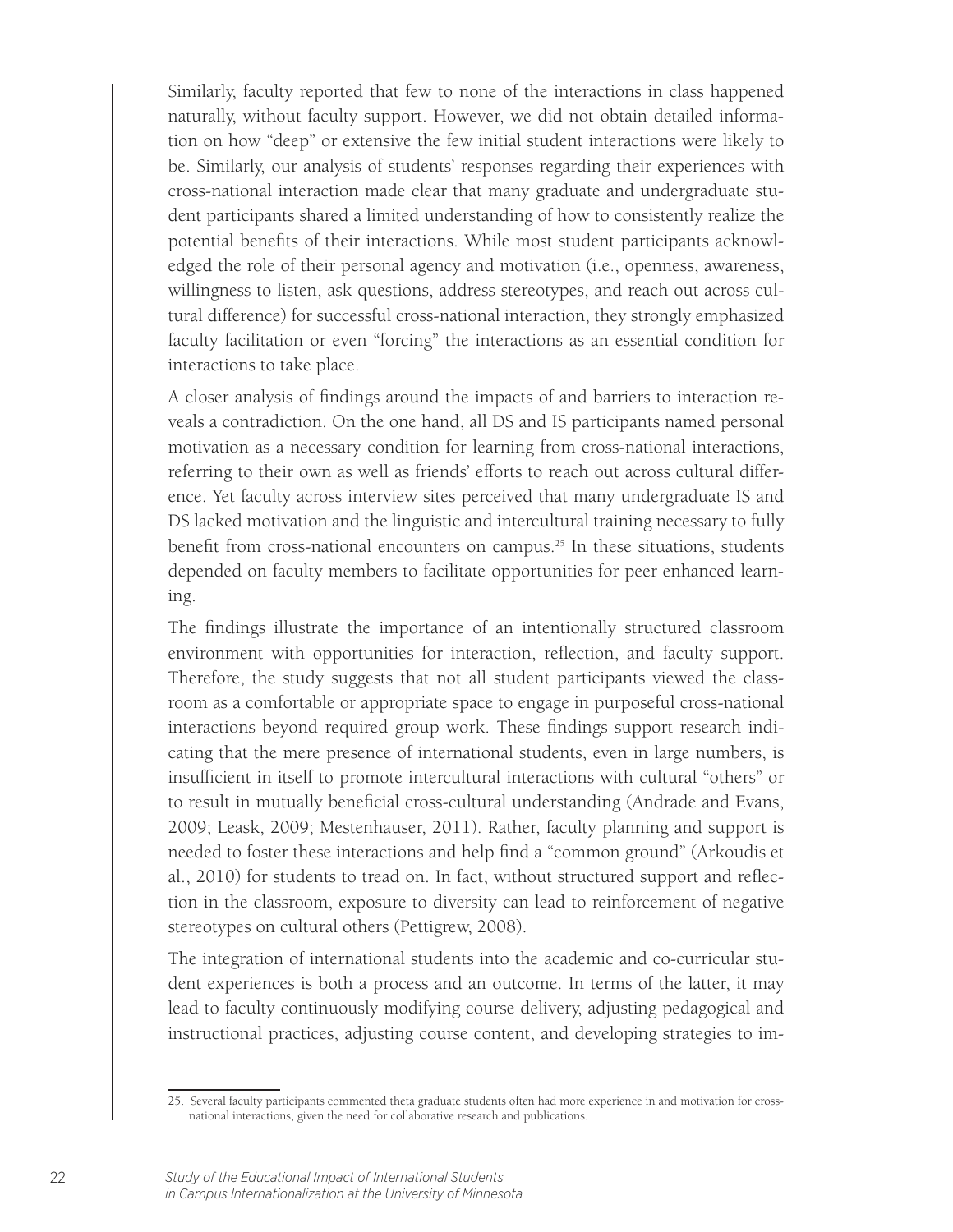Similarly, faculty reported that few to none of the interactions in class happened naturally, without faculty support. However, we did not obtain detailed information on how "deep" or extensive the few initial student interactions were likely to be. Similarly, our analysis of students' responses regarding their experiences with cross-national interaction made clear that many graduate and undergraduate student participants shared a limited understanding of how to consistently realize the potential benefits of their interactions. While most student participants acknowledged the role of their personal agency and motivation (i.e., openness, awareness, willingness to listen, ask questions, address stereotypes, and reach out across cultural difference) for successful cross-national interaction, they strongly emphasized faculty facilitation or even "forcing" the interactions as an essential condition for interactions to take place.

A closer analysis of findings around the impacts of and barriers to interaction reveals a contradiction. On the one hand, all DS and IS participants named personal motivation as a necessary condition for learning from cross-national interactions, referring to their own as well as friends' efforts to reach out across cultural difference. Yet faculty across interview sites perceived that many undergraduate IS and DS lacked motivation and the linguistic and intercultural training necessary to fully benefit from cross-national encounters on campus.[25] In these situations, students depended on faculty members to facilitate opportunities for peer enhanced learning.

The findings illustrate the importance of an intentionally structured classroom environment with opportunities for interaction, reflection, and faculty support. Therefore, the study suggests that not all student participants viewed the classroom as a comfortable or appropriate space to engage in purposeful cross-national interactions beyond required group work. These findings support research indicating that the mere presence of international students, even in large numbers, is insufficient in itself to promote intercultural interactions with cultural "others" or to result in mutually beneficial cross-cultural understanding (Andrade and Evans, 2009; Leask, 2009; Mestenhauser, 2011). Rather, faculty planning and support is needed to foster these interactions and help find a "common ground" (Arkoudis et al., 2010) for students to tread on. In fact, without structured support and reflection in the classroom, exposure to diversity can lead to reinforcement of negative stereotypes on cultural others (Pettigrew, 2008).

The integration of international students into the academic and co-curricular student experiences is both a process and an outcome. In terms of the latter, it may lead to faculty continuously modifying course delivery, adjusting pedagogical and instructional practices, adjusting course content, and developing strategies to im-

---

25. Several faculty participants commented theta graduate students often had more experience in and motivation for cross-national interactions, given the need for collaborative research and publications.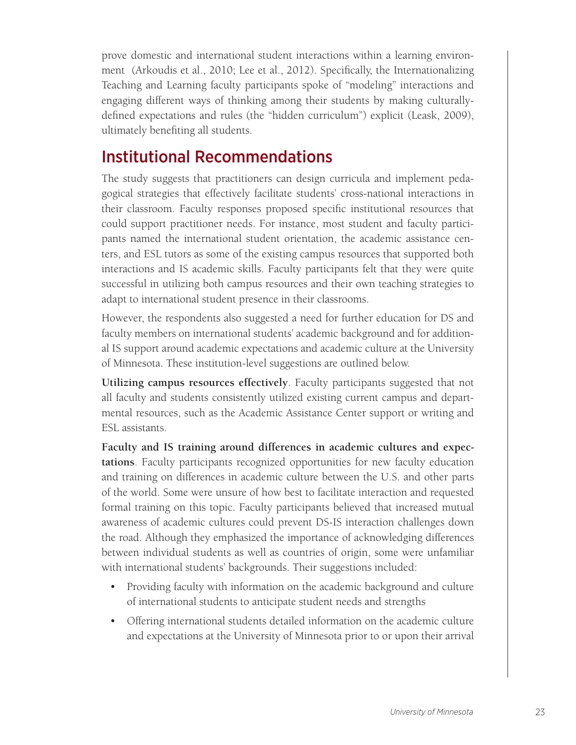prove domestic and international student interactions within a learning environment (Arkoudis et al., 2010; Lee et al., 2012). Specifically, the Internationalizing Teaching and Learning faculty participants spoke of "modeling" interactions and engaging different ways of thinking among their students by making culturally-defined expectations and rules (the "hidden curriculum") explicit (Leask, 2009), ultimately benefiting all students.

## Institutional Recommendations

The study suggests that practitioners can design curricula and implement pedagogical strategies that effectively facilitate students' cross-national interactions in their classroom. Faculty responses proposed specific institutional resources that could support practitioner needs. For instance, most student and faculty participants named the international student orientation, the academic assistance centers, and ESL tutors as some of the existing campus resources that supported both interactions and IS academic skills. Faculty participants felt that they were quite successful in utilizing both campus resources and their own teaching strategies to adapt to international student presence in their classrooms.

However, the respondents also suggested a need for further education for DS and faculty members on international students' academic background and for additional IS support around academic expectations and academic culture at the University of Minnesota. These institution-level suggestions are outlined below.

**Utilizing campus resources effectively**. Faculty participants suggested that not all faculty and students consistently utilized existing current campus and departmental resources, such as the Academic Assistance Center support or writing and ESL assistants.

**Faculty and IS training around differences in academic cultures and expectations**. Faculty participants recognized opportunities for new faculty education and training on differences in academic culture between the U.S. and other parts of the world. Some were unsure of how best to facilitate interaction and requested formal training on this topic. Faculty participants believed that increased mutual awareness of academic cultures could prevent DS-IS interaction challenges down the road. Although they emphasized the importance of acknowledging differences between individual students as well as countries of origin, some were unfamiliar with international students' backgrounds. Their suggestions included:

- Providing faculty with information on the academic background and culture of international students to anticipate student needs and strengths
- Offering international students detailed information on the academic culture and expectations at the University of Minnesota prior to or upon their arrival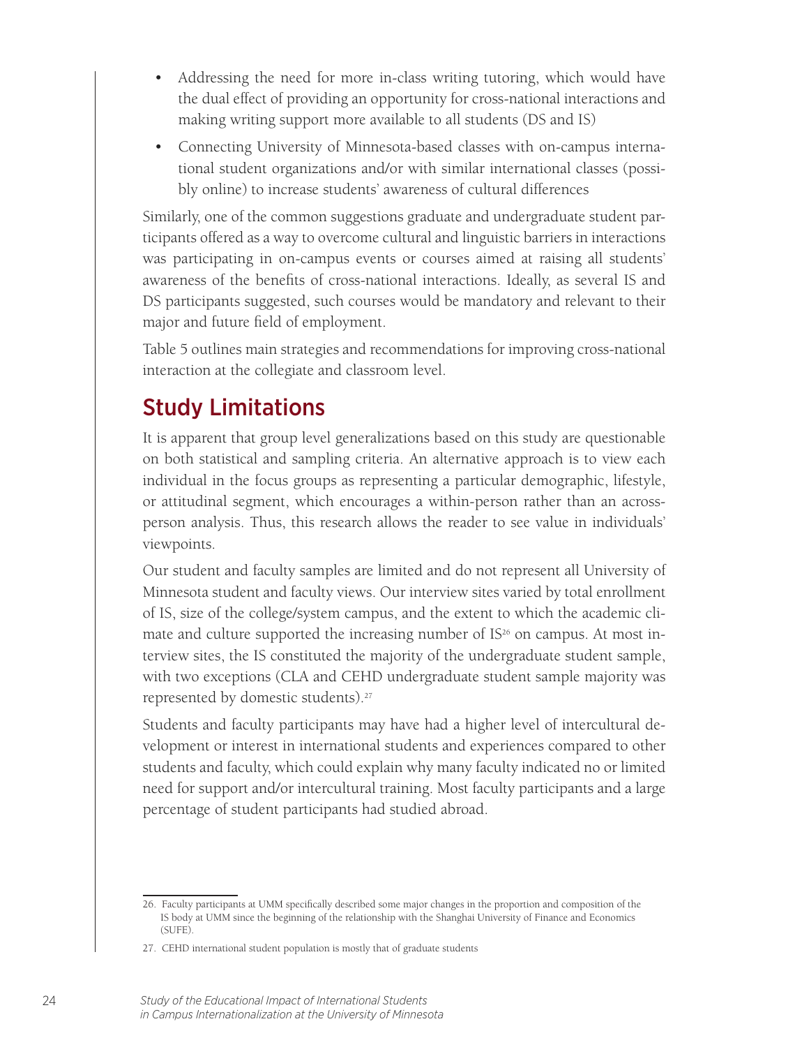- Addressing the need for more in-class writing tutoring, which would have the dual effect of providing an opportunity for cross-national interactions and making writing support more available to all students (DS and IS)
- Connecting University of Minnesota-based classes with on-campus international student organizations and/or with similar international classes (possibly online) to increase students' awareness of cultural differences

Similarly, one of the common suggestions graduate and undergraduate student participants offered as a way to overcome cultural and linguistic barriers in interactions was participating in on-campus events or courses aimed at raising all students' awareness of the benefits of cross-national interactions. Ideally, as several IS and DS participants suggested, such courses would be mandatory and relevant to their major and future field of employment.

Table 5 outlines main strategies and recommendations for improving cross-national interaction at the collegiate and classroom level.

## Study Limitations

It is apparent that group level generalizations based on this study are questionable on both statistical and sampling criteria. An alternative approach is to view each individual in the focus groups as representing a particular demographic, lifestyle, or attitudinal segment, which encourages a within-person rather than an across-person analysis. Thus, this research allows the reader to see value in individuals' viewpoints.

Our student and faculty samples are limited and do not represent all University of Minnesota student and faculty views. Our interview sites varied by total enrollment of IS, size of the college/system campus, and the extent to which the academic climate and culture supported the increasing number of IS[26] on campus. At most interview sites, the IS constituted the majority of the undergraduate student sample, with two exceptions (CLA and CEHD undergraduate student sample majority was represented by domestic students).[27]

Students and faculty participants may have had a higher level of intercultural development or interest in international students and experiences compared to other students and faculty, which could explain why many faculty indicated no or limited need for support and/or intercultural training. Most faculty participants and a large percentage of student participants had studied abroad.

---

26. Faculty participants at UMM specifically described some major changes in the proportion and composition of the IS body at UMM since the beginning of the relationship with the Shanghai University of Finance and Economics (SUFE).

27. CEHD international student population is mostly that of graduate students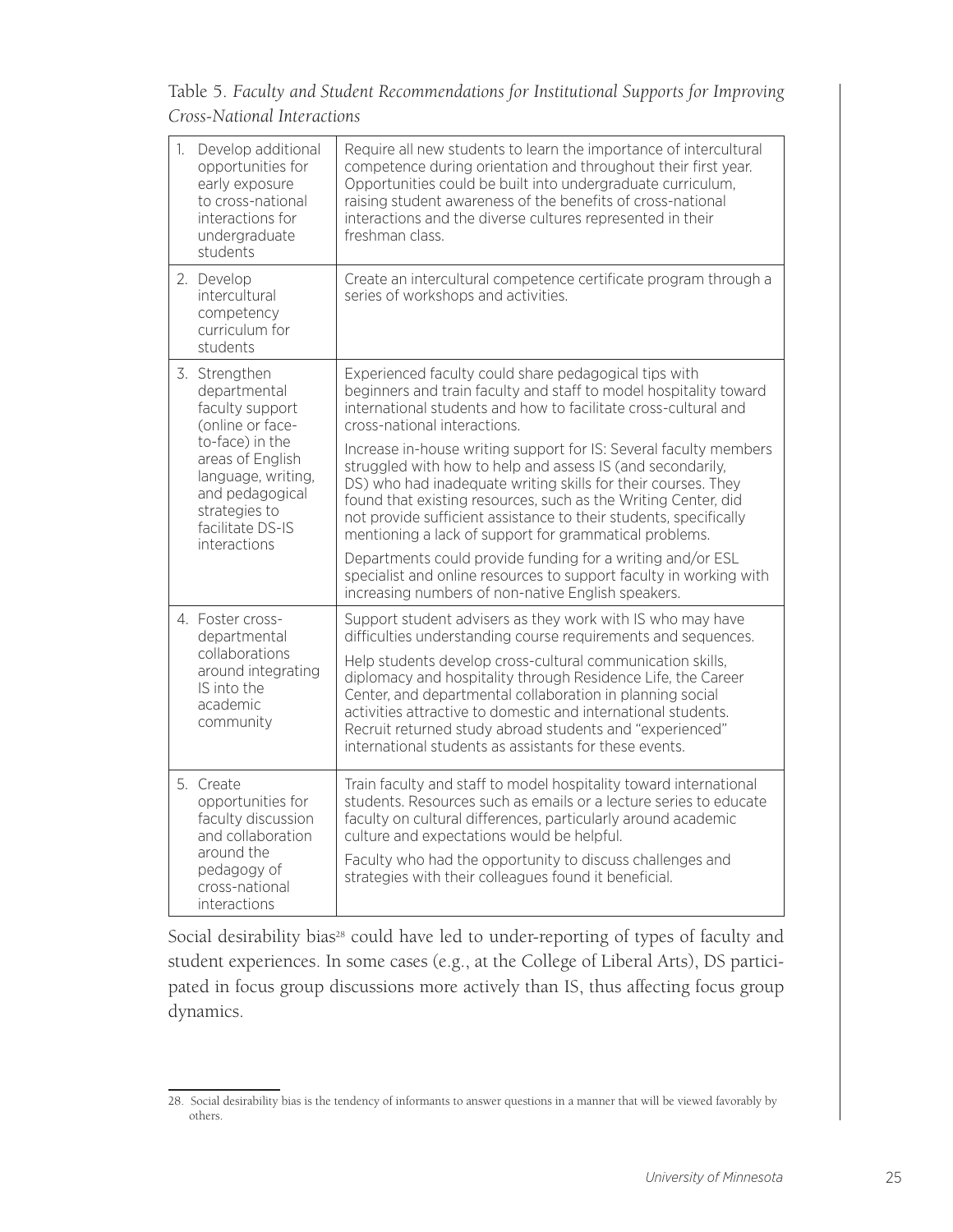Table 5. *Faculty and Student Recommendations for Institutional Supports for Improving Cross-National Interactions*

| Recommendation | Description |
| --- | --- |
| 1. Develop additional opportunities for early exposure to cross-national interactions for undergraduate students | Require all new students to learn the importance of intercultural competence during orientation and throughout their first year. Opportunities could be built into undergraduate curriculum, raising student awareness of the benefits of cross-national interactions and the diverse cultures represented in their freshman class. |
| 2. Develop intercultural competency curriculum for students | Create an intercultural competence certificate program through a series of workshops and activities. |
| 3. Strengthen departmental faculty support (online or face-to-face) in the areas of English language, writing, and pedagogical strategies to facilitate DS-IS interactions | Experienced faculty could share pedagogical tips with beginners and train faculty and staff to model hospitality toward international students and how to facilitate cross-cultural and cross-national interactions.<br><br>Increase in-house writing support for IS: Several faculty members struggled with how to help and assess IS (and secondarily, DS) who had inadequate writing skills for their courses. They found that existing resources, such as the Writing Center, did not provide sufficient assistance to their students, specifically mentioning a lack of support for grammatical problems.<br><br>Departments could provide funding for a writing and/or ESL specialist and online resources to support faculty in working with increasing numbers of non-native English speakers. |
| 4. Foster cross-departmental collaborations around integrating IS into the academic community | Support student advisers as they work with IS who may have difficulties understanding course requirements and sequences.<br><br>Help students develop cross-cultural communication skills, diplomacy and hospitality through Residence Life, the Career Center, and departmental collaboration in planning social activities attractive to domestic and international students. Recruit returned study abroad students and "experienced" international students as assistants for these events. |
| 5. Create opportunities for faculty discussion and collaboration around the pedagogy of cross-national interactions | Train faculty and staff to model hospitality toward international students. Resources such as emails or a lecture series to educate faculty on cultural differences, particularly around academic culture and expectations would be helpful.<br><br>Faculty who had the opportunity to discuss challenges and strategies with their colleagues found it beneficial. |

Social desirability bias[28] could have led to under-reporting of types of faculty and student experiences. In some cases (e.g., at the College of Liberal Arts), DS participated in focus group discussions more actively than IS, thus affecting focus group dynamics.

28. Social desirability bias is the tendency of informants to answer questions in a manner that will be viewed favorably by others.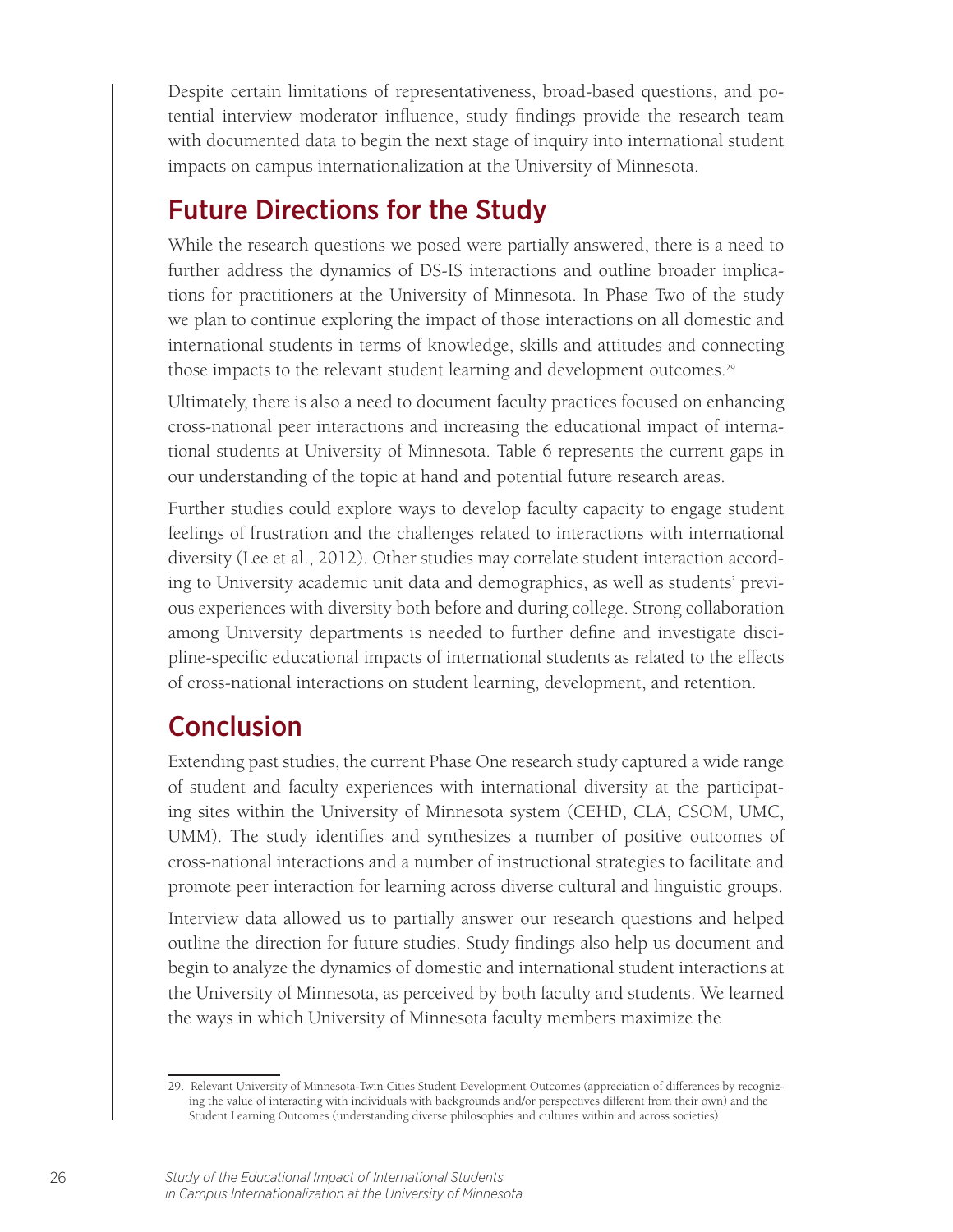Despite certain limitations of representativeness, broad-based questions, and potential interview moderator influence, study findings provide the research team with documented data to begin the next stage of inquiry into international student impacts on campus internationalization at the University of Minnesota.

## Future Directions for the Study

While the research questions we posed were partially answered, there is a need to further address the dynamics of DS-IS interactions and outline broader implications for practitioners at the University of Minnesota. In Phase Two of the study we plan to continue exploring the impact of those interactions on all domestic and international students in terms of knowledge, skills and attitudes and connecting those impacts to the relevant student learning and development outcomes.[29]

Ultimately, there is also a need to document faculty practices focused on enhancing cross-national peer interactions and increasing the educational impact of international students at University of Minnesota. Table 6 represents the current gaps in our understanding of the topic at hand and potential future research areas.

Further studies could explore ways to develop faculty capacity to engage student feelings of frustration and the challenges related to interactions with international diversity (Lee et al., 2012). Other studies may correlate student interaction according to University academic unit data and demographics, as well as students' previous experiences with diversity both before and during college. Strong collaboration among University departments is needed to further define and investigate discipline-specific educational impacts of international students as related to the effects of cross-national interactions on student learning, development, and retention.

## Conclusion

Extending past studies, the current Phase One research study captured a wide range of student and faculty experiences with international diversity at the participating sites within the University of Minnesota system (CEHD, CLA, CSOM, UMC, UMM). The study identifies and synthesizes a number of positive outcomes of cross-national interactions and a number of instructional strategies to facilitate and promote peer interaction for learning across diverse cultural and linguistic groups.

Interview data allowed us to partially answer our research questions and helped outline the direction for future studies. Study findings also help us document and begin to analyze the dynamics of domestic and international student interactions at the University of Minnesota, as perceived by both faculty and students. We learned the ways in which University of Minnesota faculty members maximize the

---

29. Relevant University of Minnesota-Twin Cities Student Development Outcomes (appreciation of differences by recognizing the value of interacting with individuals with backgrounds and/or perspectives different from their own) and the Student Learning Outcomes (understanding diverse philosophies and cultures within and across societies)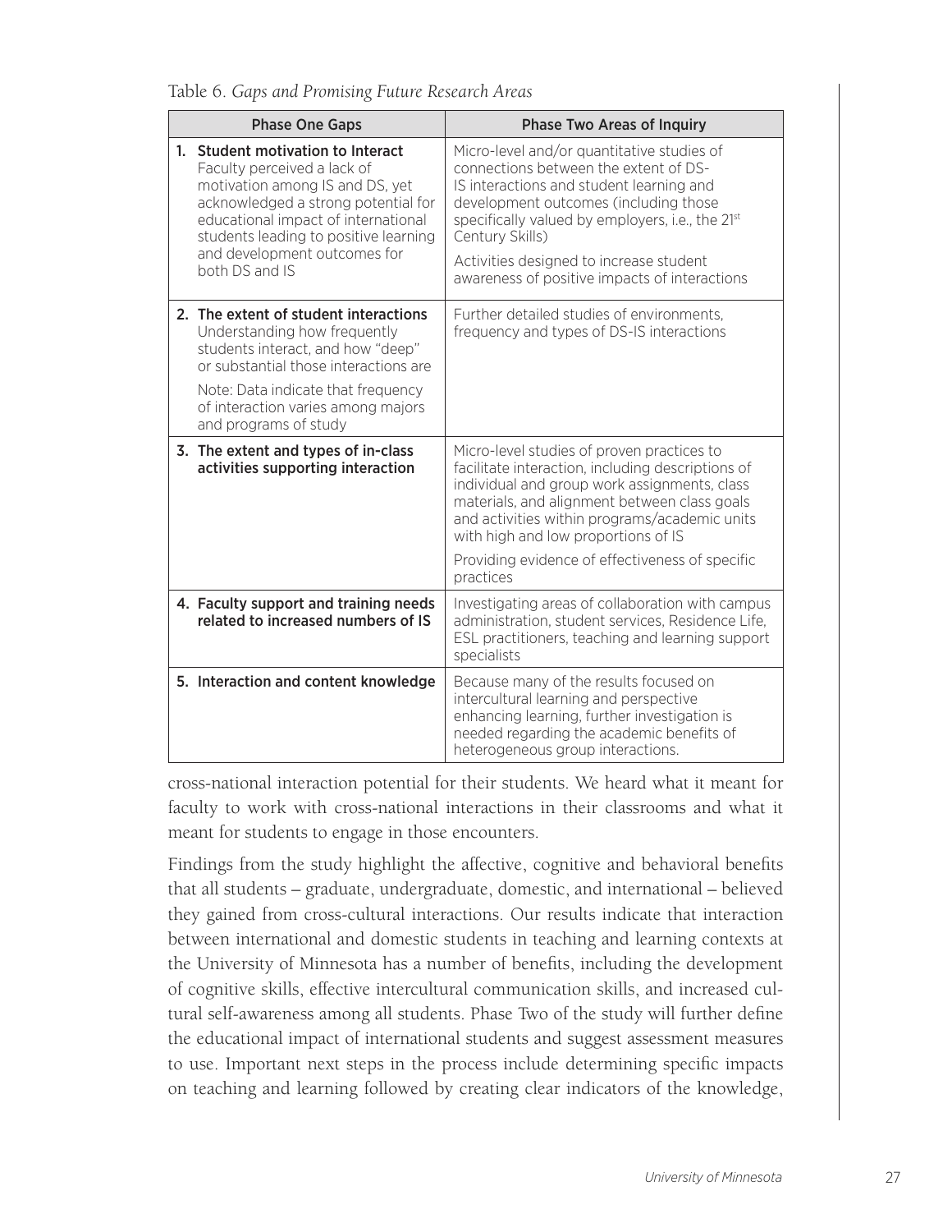Table 6. *Gaps and Promising Future Research Areas*

| Phase One Gaps | Phase Two Areas of Inquiry |
|---|---|
| 1. **Student motivation to Interact** Faculty perceived a lack of motivation among IS and DS, yet acknowledged a strong potential for educational impact of international students leading to positive learning and development outcomes for both DS and IS | Micro-level and/or quantitative studies of connections between the extent of DS-IS interactions and student learning and development outcomes (including those specifically valued by employers, i.e., the 21st Century Skills)<br><br>Activities designed to increase student awareness of positive impacts of interactions |
| 2. **The extent of student interactions** Understanding how frequently students interact, and how "deep" or substantial those interactions are<br><br>Note: Data indicate that frequency of interaction varies among majors and programs of study | Further detailed studies of environments, frequency and types of DS-IS interactions |
| 3. **The extent and types of in-class activities supporting interaction** | Micro-level studies of proven practices to facilitate interaction, including descriptions of individual and group work assignments, class materials, and alignment between class goals and activities within programs/academic units with high and low proportions of IS<br><br>Providing evidence of effectiveness of specific practices |
| 4. **Faculty support and training needs related to increased numbers of IS** | Investigating areas of collaboration with campus administration, student services, Residence Life, ESL practitioners, teaching and learning support specialists |
| 5. **Interaction and content knowledge** | Because many of the results focused on intercultural learning and perspective enhancing learning, further investigation is needed regarding the academic benefits of heterogeneous group interactions. |

cross-national interaction potential for their students. We heard what it meant for faculty to work with cross-national interactions in their classrooms and what it meant for students to engage in those encounters.

Findings from the study highlight the affective, cognitive and behavioral benefits that all students – graduate, undergraduate, domestic, and international – believed they gained from cross-cultural interactions. Our results indicate that interaction between international and domestic students in teaching and learning contexts at the University of Minnesota has a number of benefits, including the development of cognitive skills, effective intercultural communication skills, and increased cultural self-awareness among all students. Phase Two of the study will further define the educational impact of international students and suggest assessment measures to use. Important next steps in the process include determining specific impacts on teaching and learning followed by creating clear indicators of the knowledge,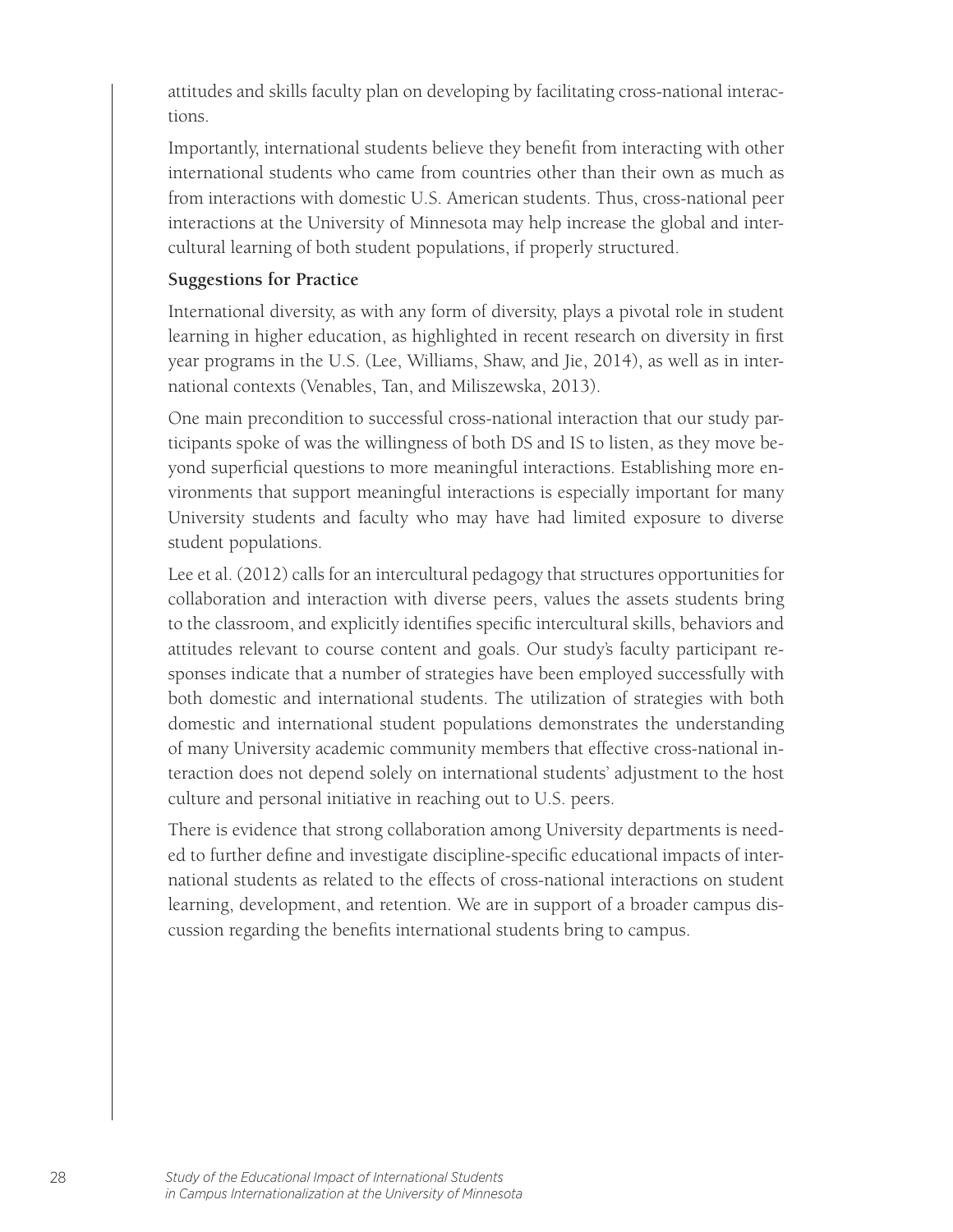attitudes and skills faculty plan on developing by facilitating cross-national interactions.

Importantly, international students believe they benefit from interacting with other international students who came from countries other than their own as much as from interactions with domestic U.S. American students. Thus, cross-national peer interactions at the University of Minnesota may help increase the global and intercultural learning of both student populations, if properly structured.

**Suggestions for Practice**

International diversity, as with any form of diversity, plays a pivotal role in student learning in higher education, as highlighted in recent research on diversity in first year programs in the U.S. (Lee, Williams, Shaw, and Jie, 2014), as well as in international contexts (Venables, Tan, and Miliszewska, 2013).

One main precondition to successful cross-national interaction that our study participants spoke of was the willingness of both DS and IS to listen, as they move beyond superficial questions to more meaningful interactions. Establishing more environments that support meaningful interactions is especially important for many University students and faculty who may have had limited exposure to diverse student populations.

Lee et al. (2012) calls for an intercultural pedagogy that structures opportunities for collaboration and interaction with diverse peers, values the assets students bring to the classroom, and explicitly identifies specific intercultural skills, behaviors and attitudes relevant to course content and goals. Our study's faculty participant responses indicate that a number of strategies have been employed successfully with both domestic and international students. The utilization of strategies with both domestic and international student populations demonstrates the understanding of many University academic community members that effective cross-national interaction does not depend solely on international students' adjustment to the host culture and personal initiative in reaching out to U.S. peers.

There is evidence that strong collaboration among University departments is needed to further define and investigate discipline-specific educational impacts of international students as related to the effects of cross-national interactions on student learning, development, and retention. We are in support of a broader campus discussion regarding the benefits international students bring to campus.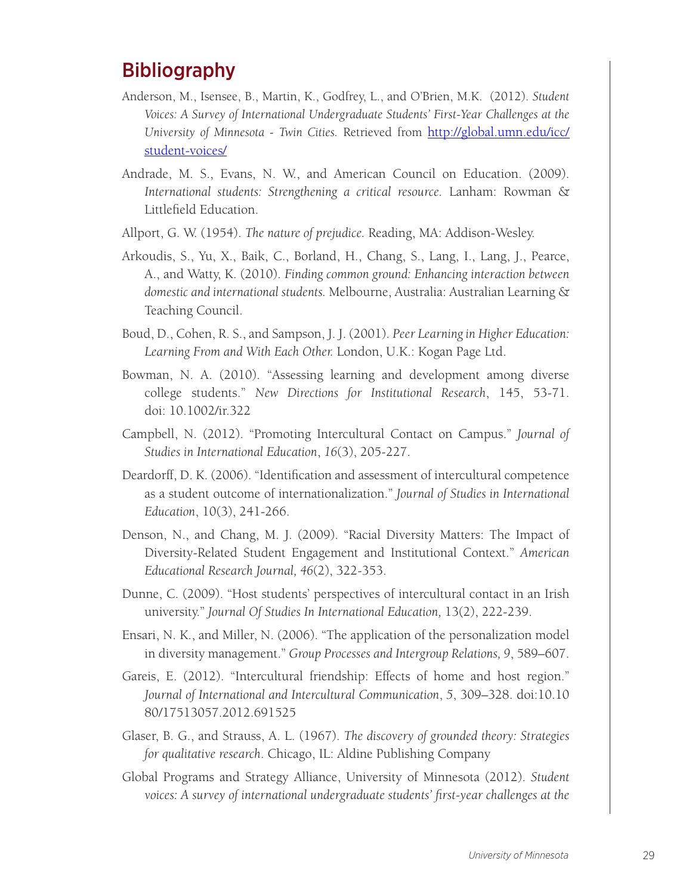## Bibliography

Anderson, M., Isensee, B., Martin, K., Godfrey, L., and O'Brien, M.K. (2012). *Student Voices: A Survey of International Undergraduate Students' First-Year Challenges at the University of Minnesota - Twin Cities.* Retrieved from [http://global.umn.edu/icc/student-voices/](http://global.umn.edu/icc/student-voices/)

Andrade, M. S., Evans, N. W., and American Council on Education. (2009). *International students: Strengthening a critical resource.* Lanham: Rowman & Littlefield Education.

Allport, G. W. (1954). *The nature of prejudice.* Reading, MA: Addison-Wesley.

Arkoudis, S., Yu, X., Baik, C., Borland, H., Chang, S., Lang, I., Lang, J., Pearce, A., and Watty, K. (2010). *Finding common ground: Enhancing interaction between domestic and international students.* Melbourne, Australia: Australian Learning & Teaching Council.

Boud, D., Cohen, R. S., and Sampson, J. J. (2001). *Peer Learning in Higher Education: Learning From and With Each Other.* London, U.K.: Kogan Page Ltd.

Bowman, N. A. (2010). "Assessing learning and development among diverse college students." *New Directions for Institutional Research*, 145, 53-71. doi: 10.1002/ir.322

Campbell, N. (2012). "Promoting Intercultural Contact on Campus." *Journal of Studies in International Education*, *16*(3), 205-227.

Deardorff, D. K. (2006). "Identification and assessment of intercultural competence as a student outcome of internationalization." *Journal of Studies in International Education*, 10(3), 241-266.

Denson, N., and Chang, M. J. (2009). "Racial Diversity Matters: The Impact of Diversity-Related Student Engagement and Institutional Context." *American Educational Research Journal, 46*(2), 322-353.

Dunne, C. (2009). "Host students' perspectives of intercultural contact in an Irish university." *Journal Of Studies In International Education,* 13(2), 222-239.

Ensari, N. K., and Miller, N. (2006). "The application of the personalization model in diversity management." *Group Processes and Intergroup Relations, 9*, 589–607.

Gareis, E. (2012). "Intercultural friendship: Effects of home and host region." *Journal of International and Intercultural Communication*, *5*, 309–328. doi:10.1080/17513057.2012.691525

Glaser, B. G., and Strauss, A. L. (1967). *The discovery of grounded theory: Strategies for qualitative research*. Chicago, IL: Aldine Publishing Company

Global Programs and Strategy Alliance, University of Minnesota (2012). *Student voices: A survey of international undergraduate students' first-year challenges at the*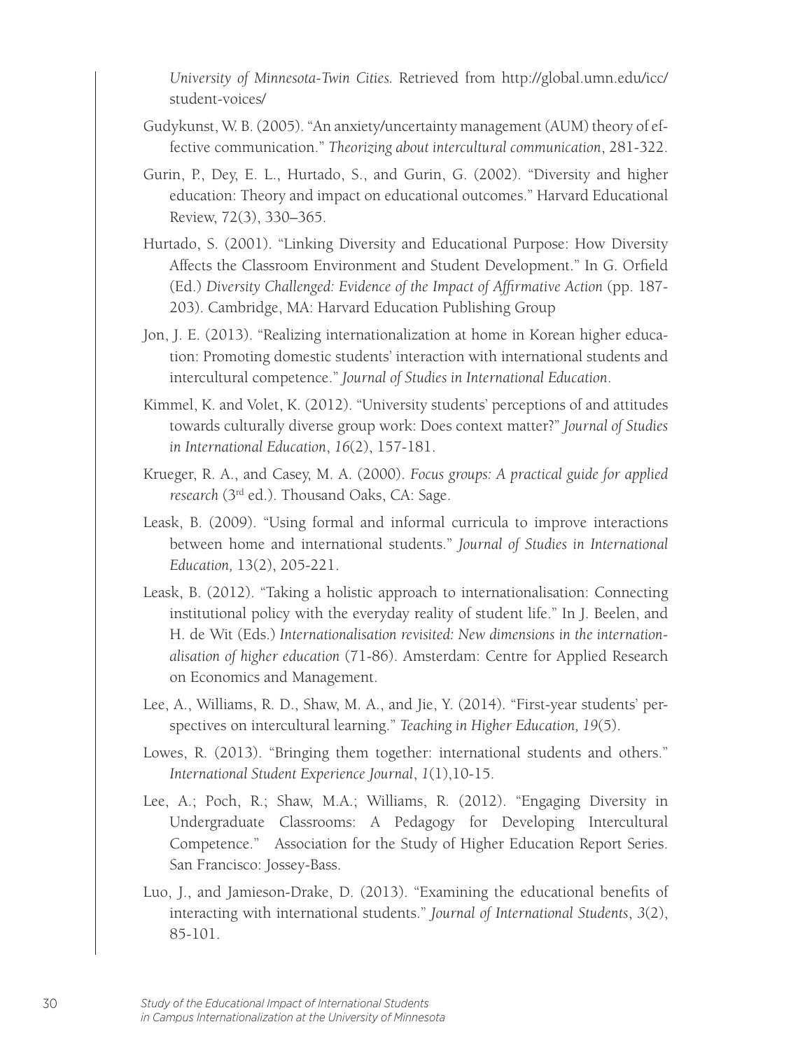*University of Minnesota-Twin Cities.* Retrieved from http://global.umn.edu/icc/student-voices/

Gudykunst, W. B. (2005). "An anxiety/uncertainty management (AUM) theory of effective communication." *Theorizing about intercultural communication*, 281-322.

Gurin, P., Dey, E. L., Hurtado, S., and Gurin, G. (2002). "Diversity and higher education: Theory and impact on educational outcomes." Harvard Educational Review, 72(3), 330–365.

Hurtado, S. (2001). "Linking Diversity and Educational Purpose: How Diversity Affects the Classroom Environment and Student Development." In G. Orfield (Ed.) *Diversity Challenged: Evidence of the Impact of Affirmative Action* (pp. 187-203). Cambridge, MA: Harvard Education Publishing Group

Jon, J. E. (2013). "Realizing internationalization at home in Korean higher education: Promoting domestic students' interaction with international students and intercultural competence." *Journal of Studies in International Education*.

Kimmel, K. and Volet, K. (2012). "University students' perceptions of and attitudes towards culturally diverse group work: Does context matter?" *Journal of Studies in International Education*, *16*(2), 157-181.

Krueger, R. A., and Casey, M. A. (2000). *Focus groups: A practical guide for applied research* (3rd ed.). Thousand Oaks, CA: Sage.

Leask, B. (2009). "Using formal and informal curricula to improve interactions between home and international students." *Journal of Studies in International Education,* 13(2), 205-221.

Leask, B. (2012). "Taking a holistic approach to internationalisation: Connecting institutional policy with the everyday reality of student life." In J. Beelen, and H. de Wit (Eds.) *Internationalisation revisited: New dimensions in the internationalisation of higher education* (71-86). Amsterdam: Centre for Applied Research on Economics and Management.

Lee, A., Williams, R. D., Shaw, M. A., and Jie, Y. (2014). "First-year students' perspectives on intercultural learning." *Teaching in Higher Education, 19*(5).

Lowes, R. (2013). "Bringing them together: international students and others." *International Student Experience Journal*, *1*(1),10-15.

Lee, A.; Poch, R.; Shaw, M.A.; Williams, R. (2012). "Engaging Diversity in Undergraduate Classrooms: A Pedagogy for Developing Intercultural Competence." Association for the Study of Higher Education Report Series. San Francisco: Jossey-Bass.

Luo, J., and Jamieson-Drake, D. (2013). "Examining the educational benefits of interacting with international students." *Journal of International Students*, *3*(2), 85-101.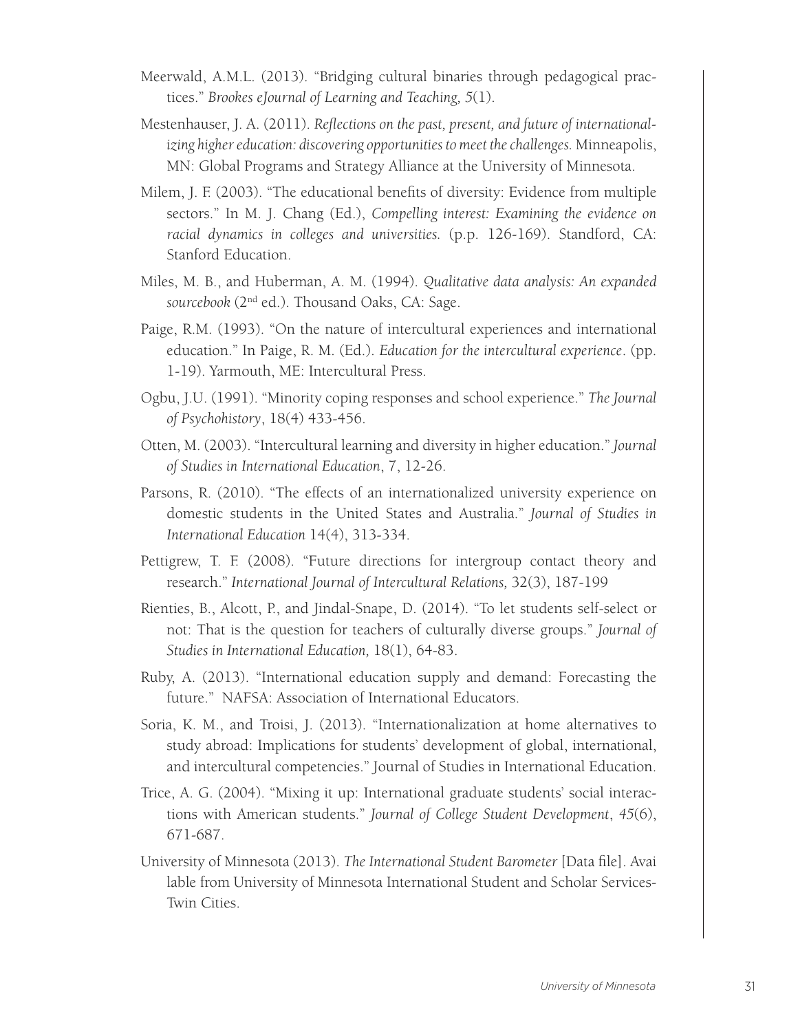Meerwald, A.M.L. (2013). "Bridging cultural binaries through pedagogical practices." *Brookes eJournal of Learning and Teaching, 5*(1).

Mestenhauser, J. A. (2011). *Reflections on the past, present, and future of internationalizing higher education: discovering opportunities to meet the challenges.* Minneapolis, MN: Global Programs and Strategy Alliance at the University of Minnesota.

Milem, J. F. (2003). "The educational benefits of diversity: Evidence from multiple sectors." In M. J. Chang (Ed.), *Compelling interest: Examining the evidence on racial dynamics in colleges and universities.* (p.p. 126-169). Standford, CA: Stanford Education.

Miles, M. B., and Huberman, A. M. (1994). *Qualitative data analysis: An expanded sourcebook* (2nd ed.). Thousand Oaks, CA: Sage.

Paige, R.M. (1993). "On the nature of intercultural experiences and international education." In Paige, R. M. (Ed.). *Education for the intercultural experience*. (pp. 1-19). Yarmouth, ME: Intercultural Press.

Ogbu, J.U. (1991). "Minority coping responses and school experience." *The Journal of Psychohistory*, 18(4) 433-456.

Otten, M. (2003). "Intercultural learning and diversity in higher education." *Journal of Studies in International Education*, 7, 12-26.

Parsons, R. (2010). "The effects of an internationalized university experience on domestic students in the United States and Australia." *Journal of Studies in International Education* 14(4), 313-334.

Pettigrew, T. F. (2008). "Future directions for intergroup contact theory and research." *International Journal of Intercultural Relations,* 32(3), 187-199

Rienties, B., Alcott, P., and Jindal-Snape, D. (2014). "To let students self-select or not: That is the question for teachers of culturally diverse groups." *Journal of Studies in International Education,* 18(1), 64-83.

Ruby, A. (2013). "International education supply and demand: Forecasting the future." NAFSA: Association of International Educators.

Soria, K. M., and Troisi, J. (2013). "Internationalization at home alternatives to study abroad: Implications for students' development of global, international, and intercultural competencies." Journal of Studies in International Education.

Trice, A. G. (2004). "Mixing it up: International graduate students' social interactions with American students." *Journal of College Student Development*, *45*(6), 671-687.

University of Minnesota (2013). *The International Student Barometer* [Data file]. Avai lable from University of Minnesota International Student and Scholar Services-Twin Cities.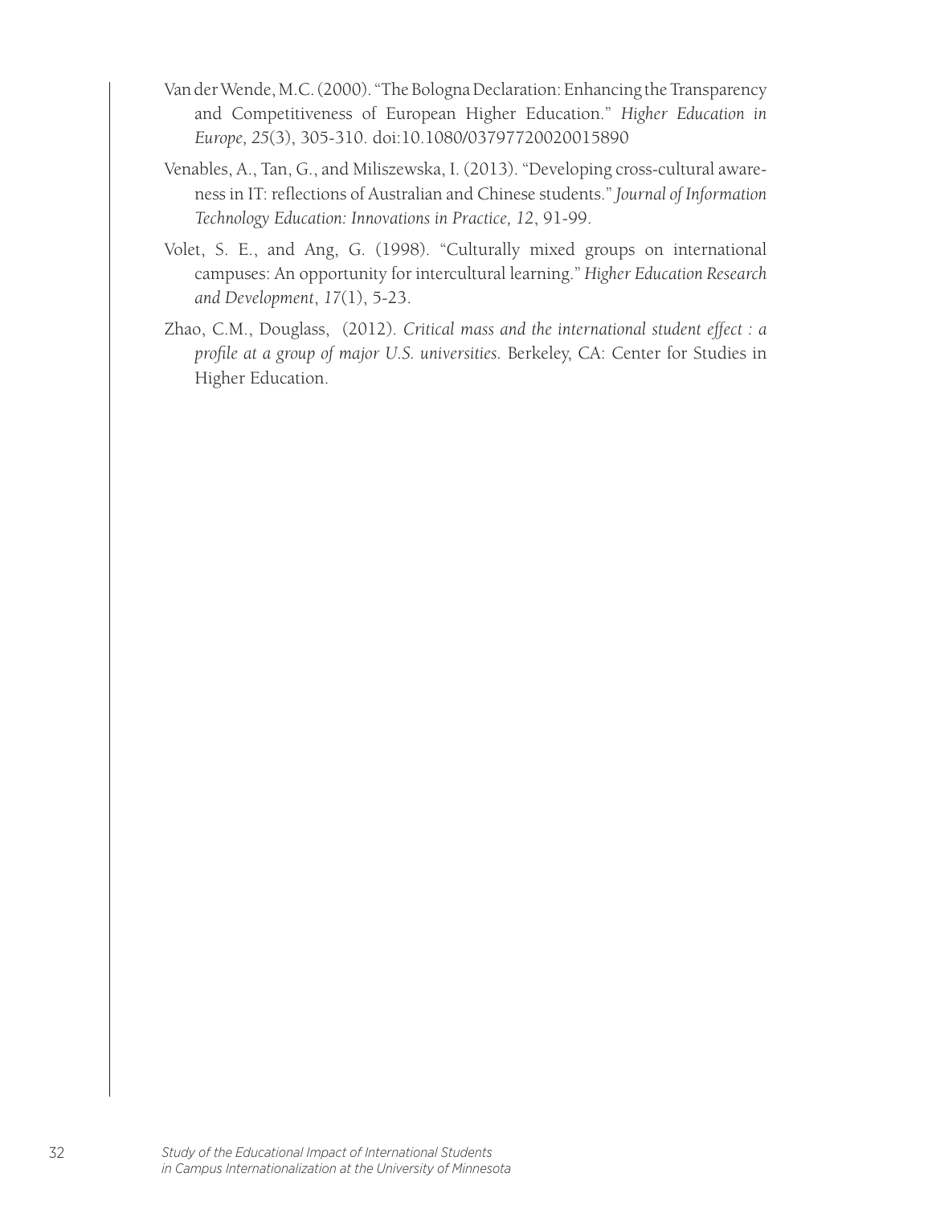Van der Wende, M.C. (2000). "The Bologna Declaration: Enhancing the Transparency and Competitiveness of European Higher Education." *Higher Education in Europe, 25*(3), 305-310. doi:10.1080/03797720020015890

Venables, A., Tan, G., and Miliszewska, I. (2013). "Developing cross-cultural awareness in IT: reflections of Australian and Chinese students." *Journal of Information Technology Education: Innovations in Practice, 12*, 91-99.

Volet, S. E., and Ang, G. (1998). "Culturally mixed groups on international campuses: An opportunity for intercultural learning." *Higher Education Research and Development*, *17*(1), 5-23.

Zhao, C.M., Douglass, (2012). *Critical mass and the international student effect : a profile at a group of major U.S. universities.* Berkeley, CA: Center for Studies in Higher Education.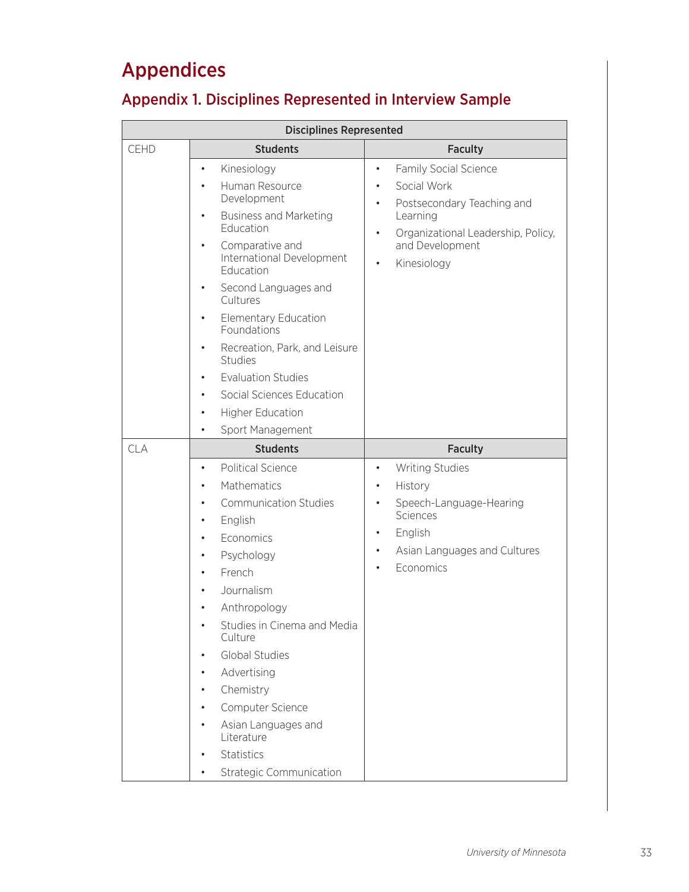# Appendices

## Appendix 1. Disciplines Represented in Interview Sample

| Disciplines Represented | | |
|---|---|---|
| CEHD | **Students** | **Faculty** |
| | • Kinesiology<br>• Human Resource Development<br>• Business and Marketing Education<br>• Comparative and International Development Education<br>• Second Languages and Cultures<br>• Elementary Education Foundations<br>• Recreation, Park, and Leisure Studies<br>• Evaluation Studies<br>• Social Sciences Education<br>• Higher Education<br>• Sport Management | • Family Social Science<br>• Social Work<br>• Postsecondary Teaching and Learning<br>• Organizational Leadership, Policy, and Development<br>• Kinesiology |
| CLA | **Students** | **Faculty** |
| | • Political Science<br>• Mathematics<br>• Communication Studies<br>• English<br>• Economics<br>• Psychology<br>• French<br>• Journalism<br>• Anthropology<br>• Studies in Cinema and Media Culture<br>• Global Studies<br>• Advertising<br>• Chemistry<br>• Computer Science<br>• Asian Languages and Literature<br>• Statistics<br>• Strategic Communication | • Writing Studies<br>• History<br>• Speech-Language-Hearing Sciences<br>• English<br>• Asian Languages and Cultures<br>• Economics |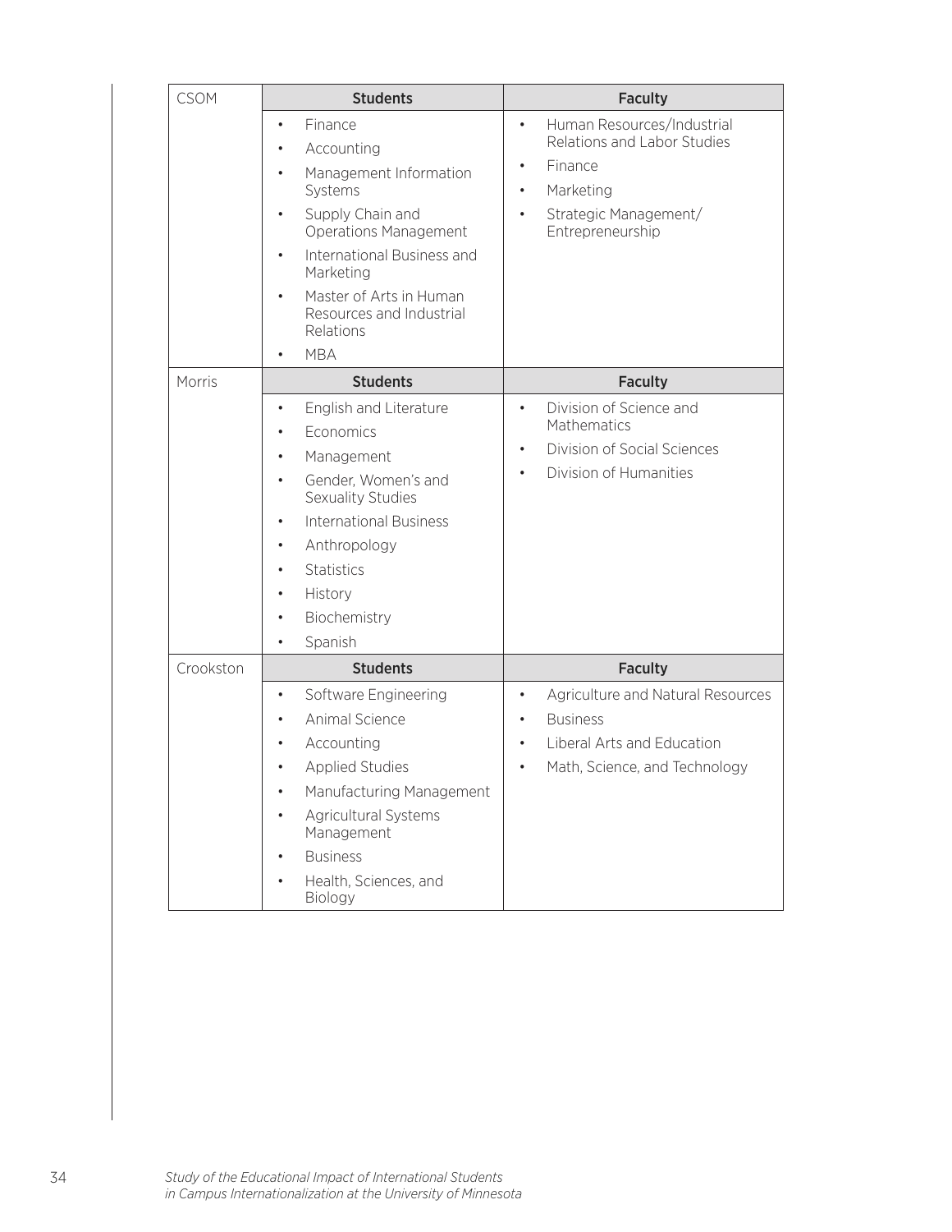| CSOM | Students | Faculty |
|---|---|---|
| | • Finance<br>• Accounting<br>• Management Information Systems<br>• Supply Chain and Operations Management<br>• International Business and Marketing<br>• Master of Arts in Human Resources and Industrial Relations<br>• MBA | • Human Resources/Industrial Relations and Labor Studies<br>• Finance<br>• Marketing<br>• Strategic Management/ Entrepreneurship |
| Morris | **Students** | **Faculty** |
| | • English and Literature<br>• Economics<br>• Management<br>• Gender, Women's and Sexuality Studies<br>• International Business<br>• Anthropology<br>• Statistics<br>• History<br>• Biochemistry<br>• Spanish | • Division of Science and Mathematics<br>• Division of Social Sciences<br>• Division of Humanities |
| Crookston | **Students** | **Faculty** |
| | • Software Engineering<br>• Animal Science<br>• Accounting<br>• Applied Studies<br>• Manufacturing Management<br>• Agricultural Systems Management<br>• Business<br>• Health, Sciences, and Biology | • Agriculture and Natural Resources<br>• Business<br>• Liberal Arts and Education<br>• Math, Science, and Technology |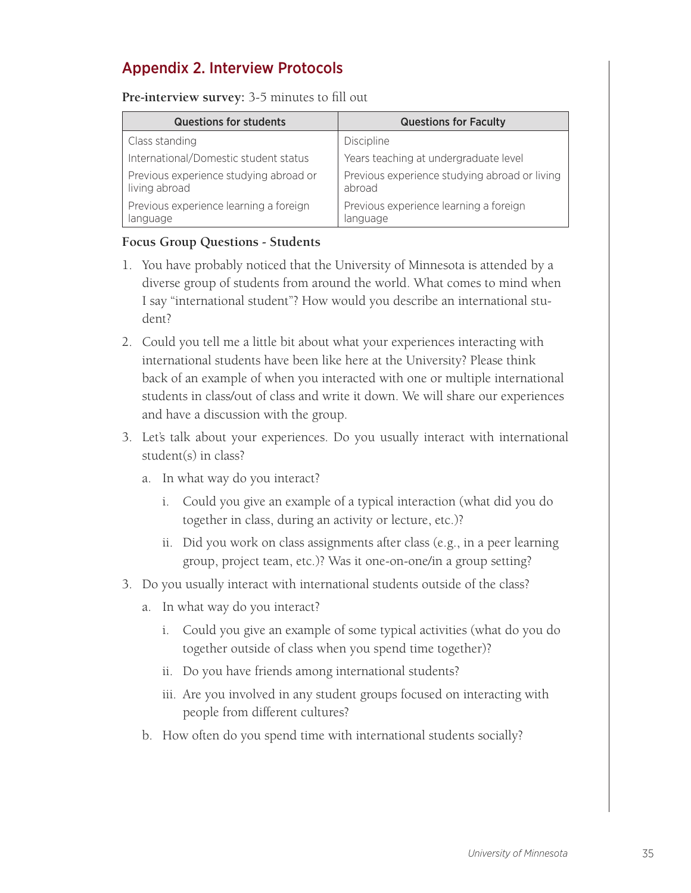## Appendix 2. Interview Protocols

**Pre-interview survey:** 3-5 minutes to fill out

| Questions for students | Questions for Faculty |
|---|---|
| Class standing | Discipline |
| International/Domestic student status | Years teaching at undergraduate level |
| Previous experience studying abroad or living abroad | Previous experience studying abroad or living abroad |
| Previous experience learning a foreign language | Previous experience learning a foreign language |

**Focus Group Questions - Students**

1. You have probably noticed that the University of Minnesota is attended by a diverse group of students from around the world. What comes to mind when I say "international student"? How would you describe an international student?
2. Could you tell me a little bit about what your experiences interacting with international students have been like here at the University? Please think back of an example of when you interacted with one or multiple international students in class/out of class and write it down. We will share our experiences and have a discussion with the group.
3. Let's talk about your experiences. Do you usually interact with international student(s) in class?
   a. In what way do you interact?
      i. Could you give an example of a typical interaction (what did you do together in class, during an activity or lecture, etc.)?
      ii. Did you work on class assignments after class (e.g., in a peer learning group, project team, etc.)? Was it one-on-one/in a group setting?

3\. Do you usually interact with international students outside of the class?
   a. In what way do you interact?
      i. Could you give an example of some typical activities (what do you do together outside of class when you spend time together)?
      ii. Do you have friends among international students?
      iii. Are you involved in any student groups focused on interacting with people from different cultures?
   b. How often do you spend time with international students socially?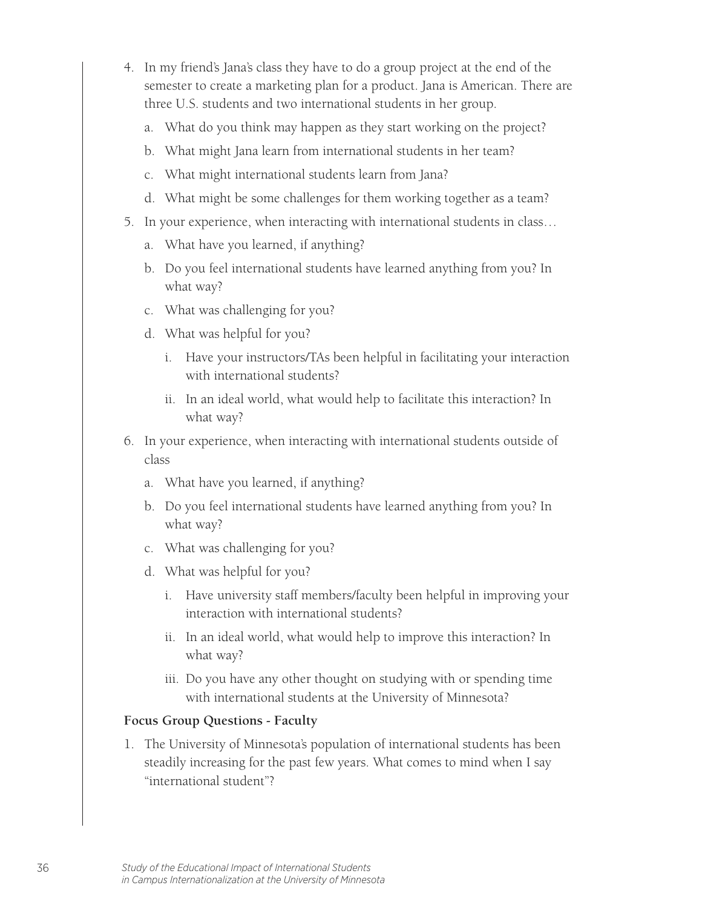4. In my friend's Jana's class they have to do a group project at the end of the semester to create a marketing plan for a product. Jana is American. There are three U.S. students and two international students in her group.
   a. What do you think may happen as they start working on the project?
   b. What might Jana learn from international students in her team?
   c. What might international students learn from Jana?
   d. What might be some challenges for them working together as a team?
5. In your experience, when interacting with international students in class…
   a. What have you learned, if anything?
   b. Do you feel international students have learned anything from you? In what way?
   c. What was challenging for you?
   d. What was helpful for you?
      i. Have your instructors/TAs been helpful in facilitating your interaction with international students?
      ii. In an ideal world, what would help to facilitate this interaction? In what way?
6. In your experience, when interacting with international students outside of class
   a. What have you learned, if anything?
   b. Do you feel international students have learned anything from you? In what way?
   c. What was challenging for you?
   d. What was helpful for you?
      i. Have university staff members/faculty been helpful in improving your interaction with international students?
      ii. In an ideal world, what would help to improve this interaction? In what way?
      iii. Do you have any other thought on studying with or spending time with international students at the University of Minnesota?

**Focus Group Questions - Faculty**

1. The University of Minnesota's population of international students has been steadily increasing for the past few years. What comes to mind when I say "international student"?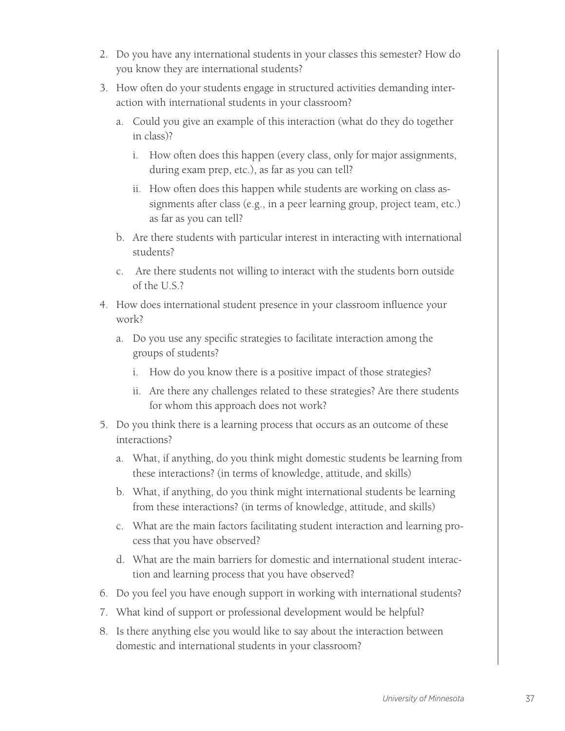2. Do you have any international students in your classes this semester? How do you know they are international students?
3. How often do your students engage in structured activities demanding interaction with international students in your classroom?
   a. Could you give an example of this interaction (what do they do together in class)?
      i. How often does this happen (every class, only for major assignments, during exam prep, etc.), as far as you can tell?
      ii. How often does this happen while students are working on class assignments after class (e.g., in a peer learning group, project team, etc.) as far as you can tell?
   b. Are there students with particular interest in interacting with international students?
   c. Are there students not willing to interact with the students born outside of the U.S.?
4. How does international student presence in your classroom influence your work?
   a. Do you use any specific strategies to facilitate interaction among the groups of students?
      i. How do you know there is a positive impact of those strategies?
      ii. Are there any challenges related to these strategies? Are there students for whom this approach does not work?
5. Do you think there is a learning process that occurs as an outcome of these interactions?
   a. What, if anything, do you think might domestic students be learning from these interactions? (in terms of knowledge, attitude, and skills)
   b. What, if anything, do you think might international students be learning from these interactions? (in terms of knowledge, attitude, and skills)
   c. What are the main factors facilitating student interaction and learning process that you have observed?
   d. What are the main barriers for domestic and international student interaction and learning process that you have observed?
6. Do you feel you have enough support in working with international students?
7. What kind of support or professional development would be helpful?
8. Is there anything else you would like to say about the interaction between domestic and international students in your classroom?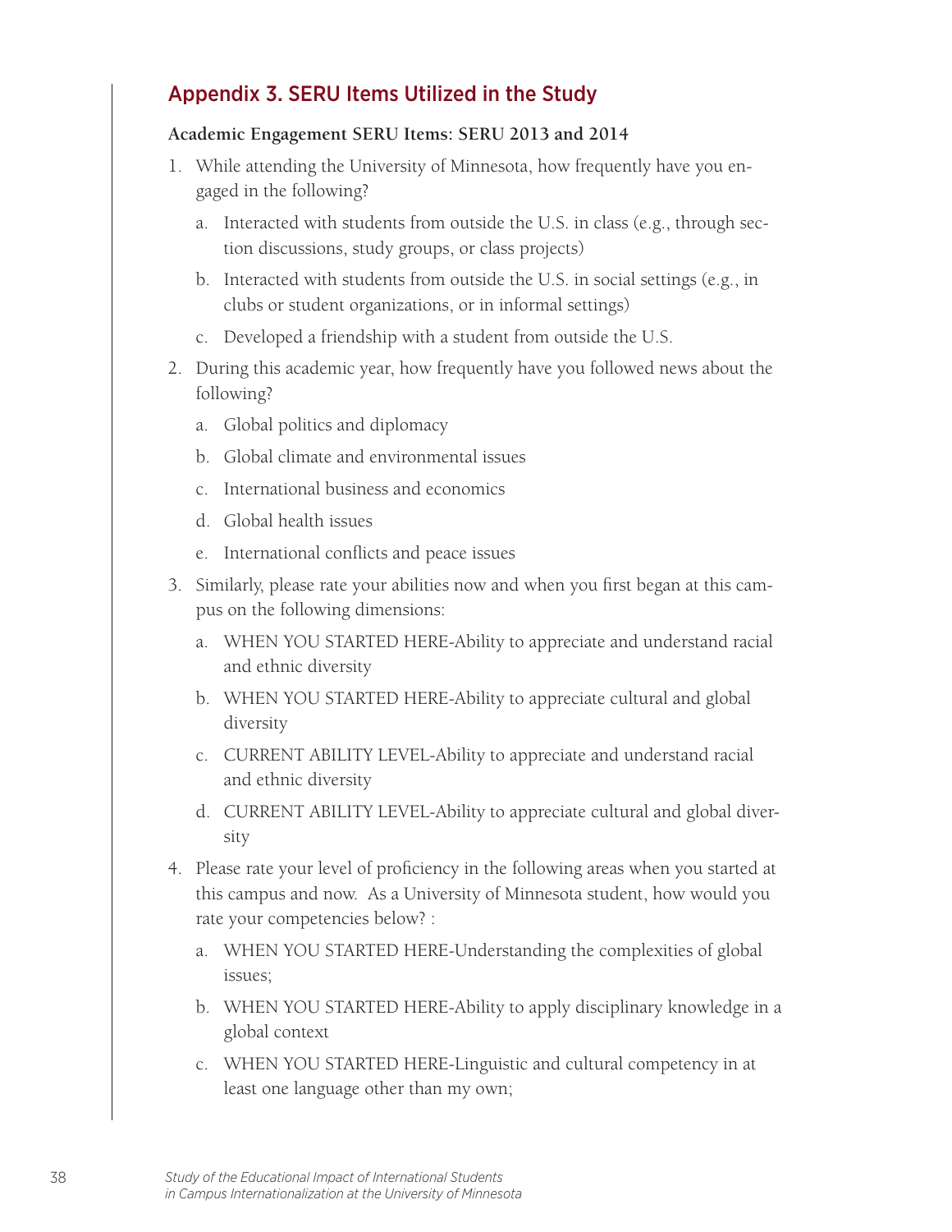## Appendix 3. SERU Items Utilized in the Study

**Academic Engagement SERU Items: SERU 2013 and 2014**

1. While attending the University of Minnesota, how frequently have you engaged in the following?
   a. Interacted with students from outside the U.S. in class (e.g., through section discussions, study groups, or class projects)
   b. Interacted with students from outside the U.S. in social settings (e.g., in clubs or student organizations, or in informal settings)
   c. Developed a friendship with a student from outside the U.S.
2. During this academic year, how frequently have you followed news about the following?
   a. Global politics and diplomacy
   b. Global climate and environmental issues
   c. International business and economics
   d. Global health issues
   e. International conflicts and peace issues
3. Similarly, please rate your abilities now and when you first began at this campus on the following dimensions:
   a. WHEN YOU STARTED HERE-Ability to appreciate and understand racial and ethnic diversity
   b. WHEN YOU STARTED HERE-Ability to appreciate cultural and global diversity
   c. CURRENT ABILITY LEVEL-Ability to appreciate and understand racial and ethnic diversity
   d. CURRENT ABILITY LEVEL-Ability to appreciate cultural and global diversity
4. Please rate your level of proficiency in the following areas when you started at this campus and now. As a University of Minnesota student, how would you rate your competencies below? :
   a. WHEN YOU STARTED HERE-Understanding the complexities of global issues;
   b. WHEN YOU STARTED HERE-Ability to apply disciplinary knowledge in a global context
   c. WHEN YOU STARTED HERE-Linguistic and cultural competency in at least one language other than my own;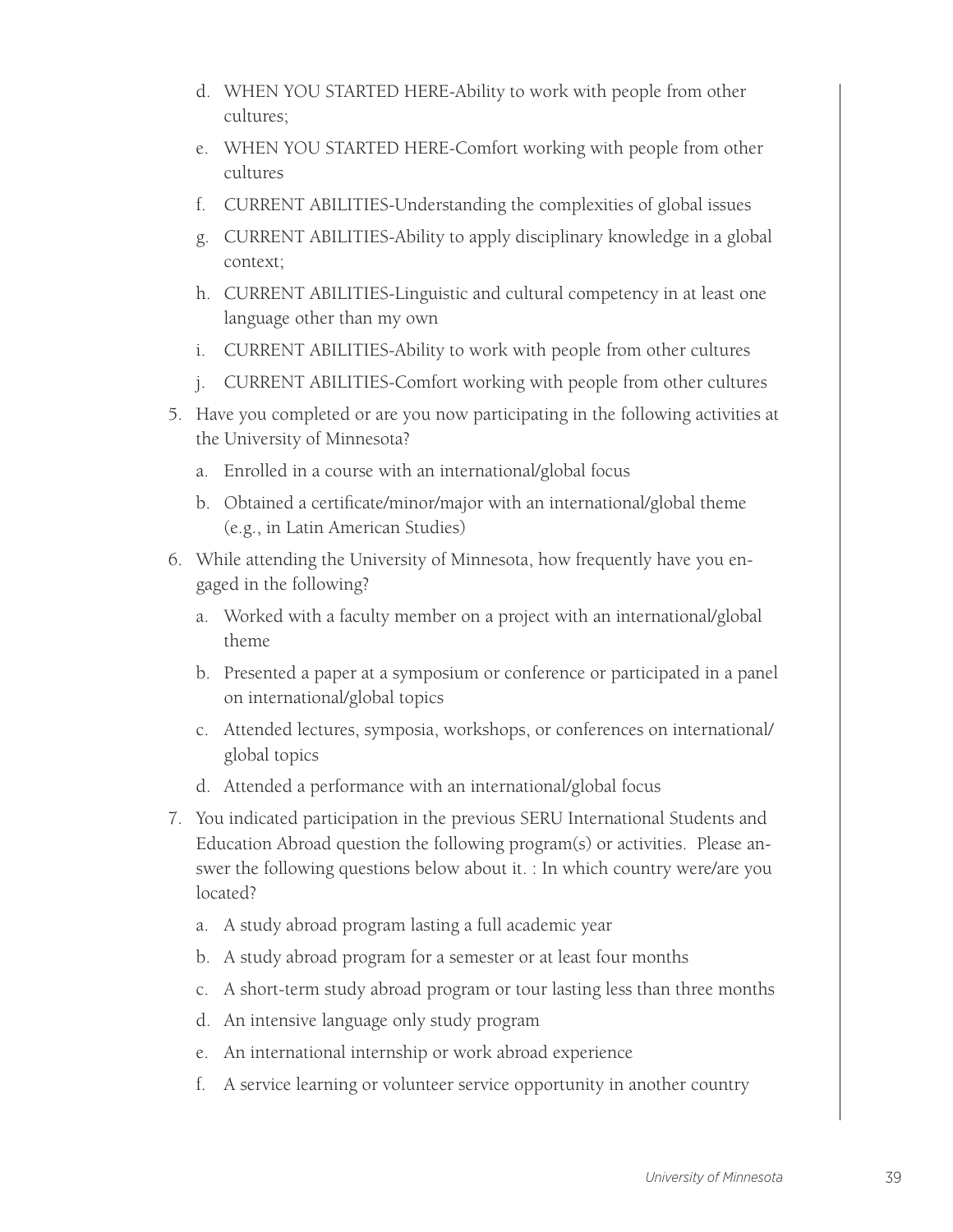d. WHEN YOU STARTED HERE-Ability to work with people from other cultures;

e. WHEN YOU STARTED HERE-Comfort working with people from other cultures

f. CURRENT ABILITIES-Understanding the complexities of global issues

g. CURRENT ABILITIES-Ability to apply disciplinary knowledge in a global context;

h. CURRENT ABILITIES-Linguistic and cultural competency in at least one language other than my own

i. CURRENT ABILITIES-Ability to work with people from other cultures

j. CURRENT ABILITIES-Comfort working with people from other cultures

5. Have you completed or are you now participating in the following activities at the University of Minnesota?

   a. Enrolled in a course with an international/global focus

   b. Obtained a certificate/minor/major with an international/global theme (e.g., in Latin American Studies)

6. While attending the University of Minnesota, how frequently have you engaged in the following?

   a. Worked with a faculty member on a project with an international/global theme

   b. Presented a paper at a symposium or conference or participated in a panel on international/global topics

   c. Attended lectures, symposia, workshops, or conferences on international/global topics

   d. Attended a performance with an international/global focus

7. You indicated participation in the previous SERU International Students and Education Abroad question the following program(s) or activities. Please answer the following questions below about it. : In which country were/are you located?

   a. A study abroad program lasting a full academic year

   b. A study abroad program for a semester or at least four months

   c. A short-term study abroad program or tour lasting less than three months

   d. An intensive language only study program

   e. An international internship or work abroad experience

   f. A service learning or volunteer service opportunity in another country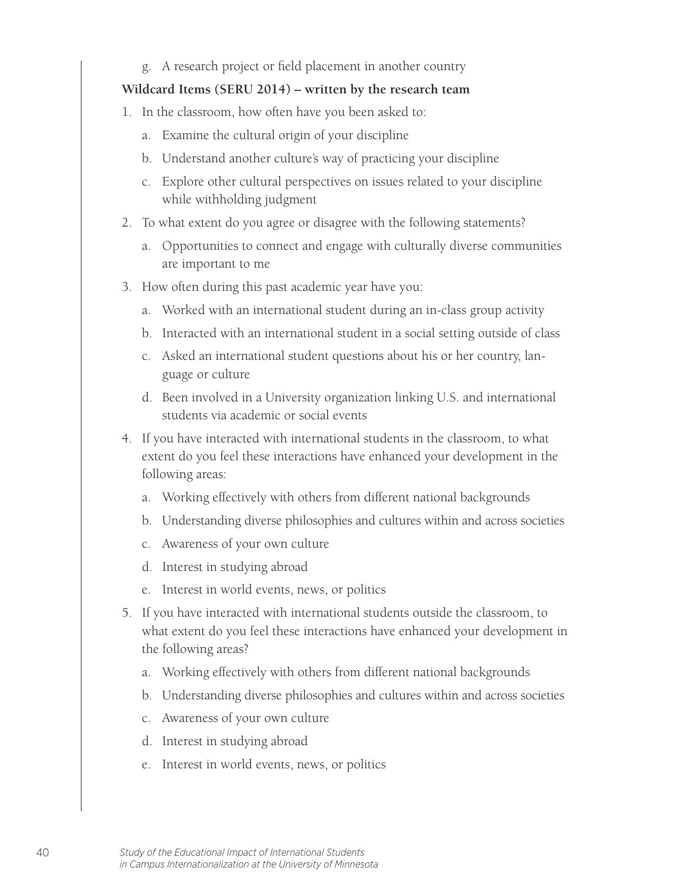g. A research project or field placement in another country

**Wildcard Items (SERU 2014) – written by the research team**

1. In the classroom, how often have you been asked to:
   a. Examine the cultural origin of your discipline
   b. Understand another culture's way of practicing your discipline
   c. Explore other cultural perspectives on issues related to your discipline while withholding judgment
2. To what extent do you agree or disagree with the following statements?
   a. Opportunities to connect and engage with culturally diverse communities are important to me
3. How often during this past academic year have you:
   a. Worked with an international student during an in-class group activity
   b. Interacted with an international student in a social setting outside of class
   c. Asked an international student questions about his or her country, language or culture
   d. Been involved in a University organization linking U.S. and international students via academic or social events
4. If you have interacted with international students in the classroom, to what extent do you feel these interactions have enhanced your development in the following areas:
   a. Working effectively with others from different national backgrounds
   b. Understanding diverse philosophies and cultures within and across societies
   c. Awareness of your own culture
   d. Interest in studying abroad
   e. Interest in world events, news, or politics
5. If you have interacted with international students outside the classroom, to what extent do you feel these interactions have enhanced your development in the following areas?
   a. Working effectively with others from different national backgrounds
   b. Understanding diverse philosophies and cultures within and across societies
   c. Awareness of your own culture
   d. Interest in studying abroad
   e. Interest in world events, news, or politics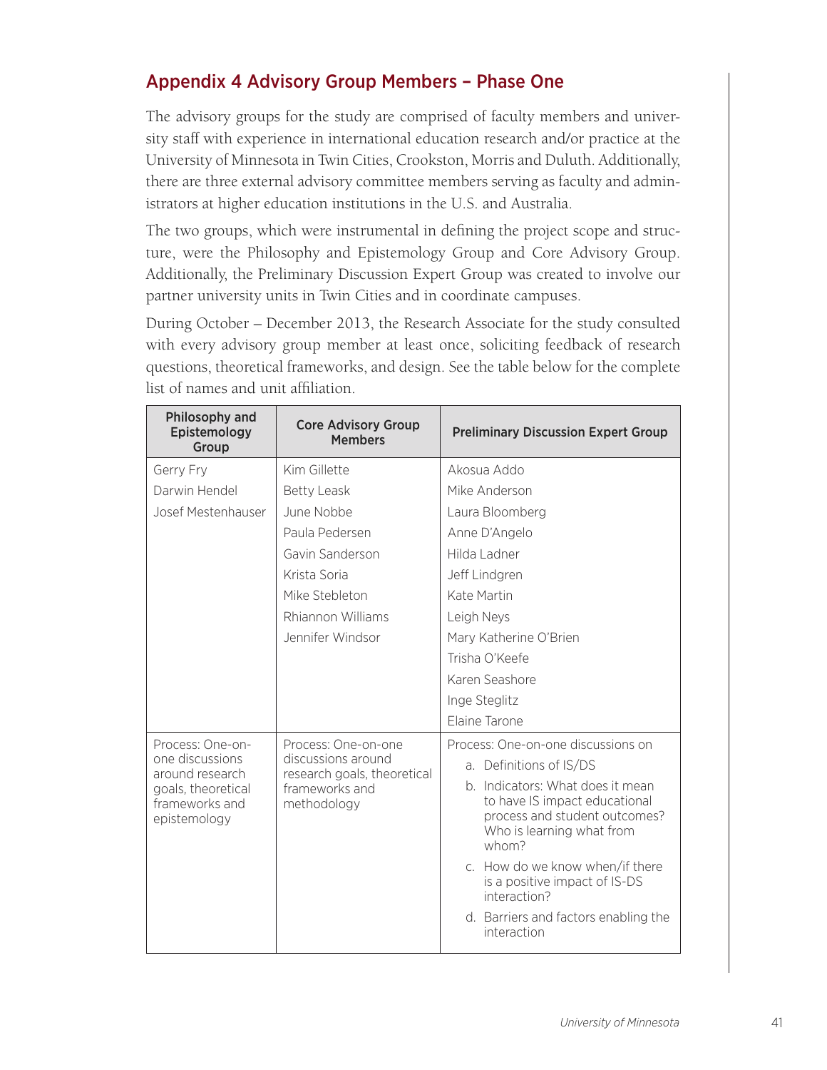## Appendix 4 Advisory Group Members – Phase One

The advisory groups for the study are comprised of faculty members and university staff with experience in international education research and/or practice at the University of Minnesota in Twin Cities, Crookston, Morris and Duluth. Additionally, there are three external advisory committee members serving as faculty and administrators at higher education institutions in the U.S. and Australia.

The two groups, which were instrumental in defining the project scope and structure, were the Philosophy and Epistemology Group and Core Advisory Group. Additionally, the Preliminary Discussion Expert Group was created to involve our partner university units in Twin Cities and in coordinate campuses.

During October – December 2013, the Research Associate for the study consulted with every advisory group member at least once, soliciting feedback of research questions, theoretical frameworks, and design. See the table below for the complete list of names and unit affiliation.

| Philosophy and Epistemology Group | Core Advisory Group Members | Preliminary Discussion Expert Group |
|---|---|---|
| Gerry Fry<br>Darwin Hendel<br>Josef Mestenhauser | Kim Gillette<br>Betty Leask<br>June Nobbe<br>Paula Pedersen<br>Gavin Sanderson<br>Krista Soria<br>Mike Stebleton<br>Rhiannon Williams<br>Jennifer Windsor | Akosua Addo<br>Mike Anderson<br>Laura Bloomberg<br>Anne D'Angelo<br>Hilda Ladner<br>Jeff Lindgren<br>Kate Martin<br>Leigh Neys<br>Mary Katherine O'Brien<br>Trisha O'Keefe<br>Karen Seashore<br>Inge Steglitz<br>Elaine Tarone |
| Process: One-on-one discussions around research goals, theoretical frameworks and epistemology | Process: One-on-one discussions around research goals, theoretical frameworks and methodology | Process: One-on-one discussions on<br>a. Definitions of IS/DS<br>b. Indicators: What does it mean to have IS impact educational process and student outcomes? Who is learning what from whom?<br>c. How do we know when/if there is a positive impact of IS-DS interaction?<br>d. Barriers and factors enabling the interaction |